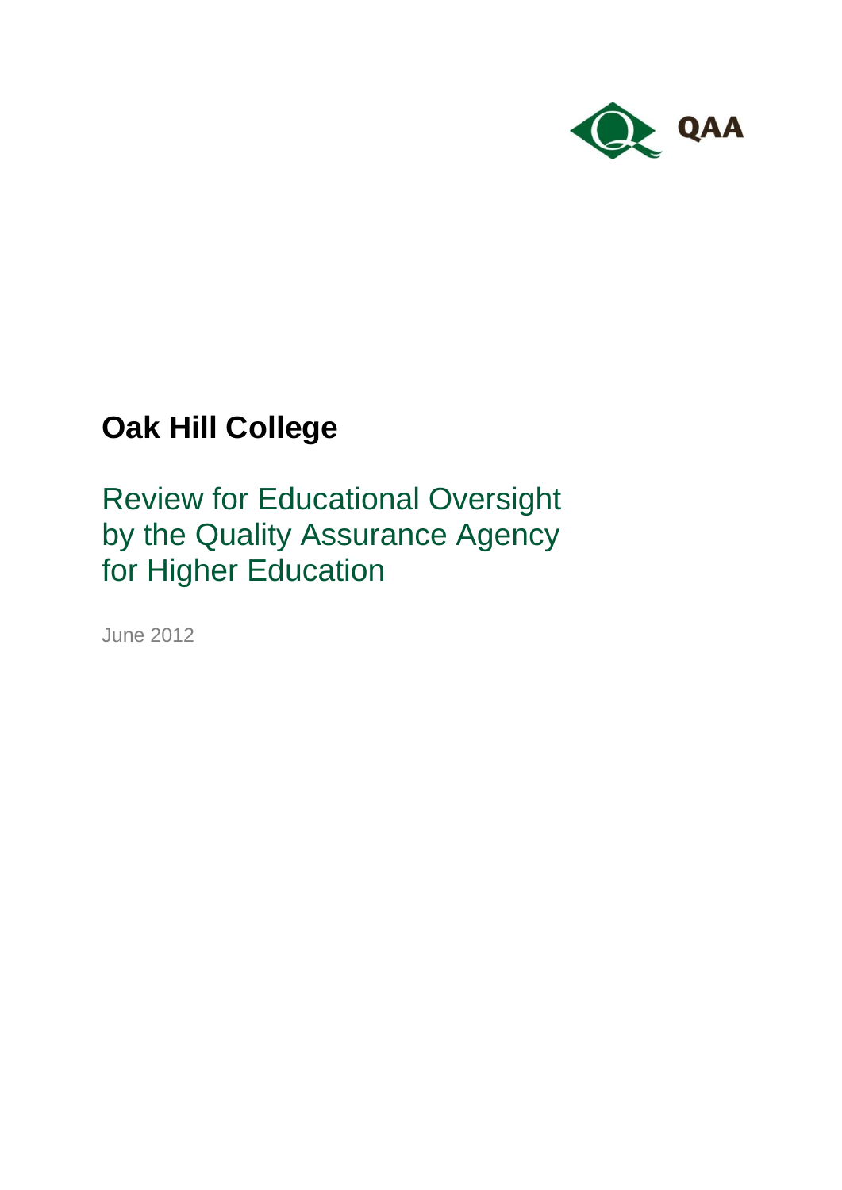QAA

# Oak Hill College

## Review for Educational Oversight by the Quality Assurance Agency for Higher Education

June 2012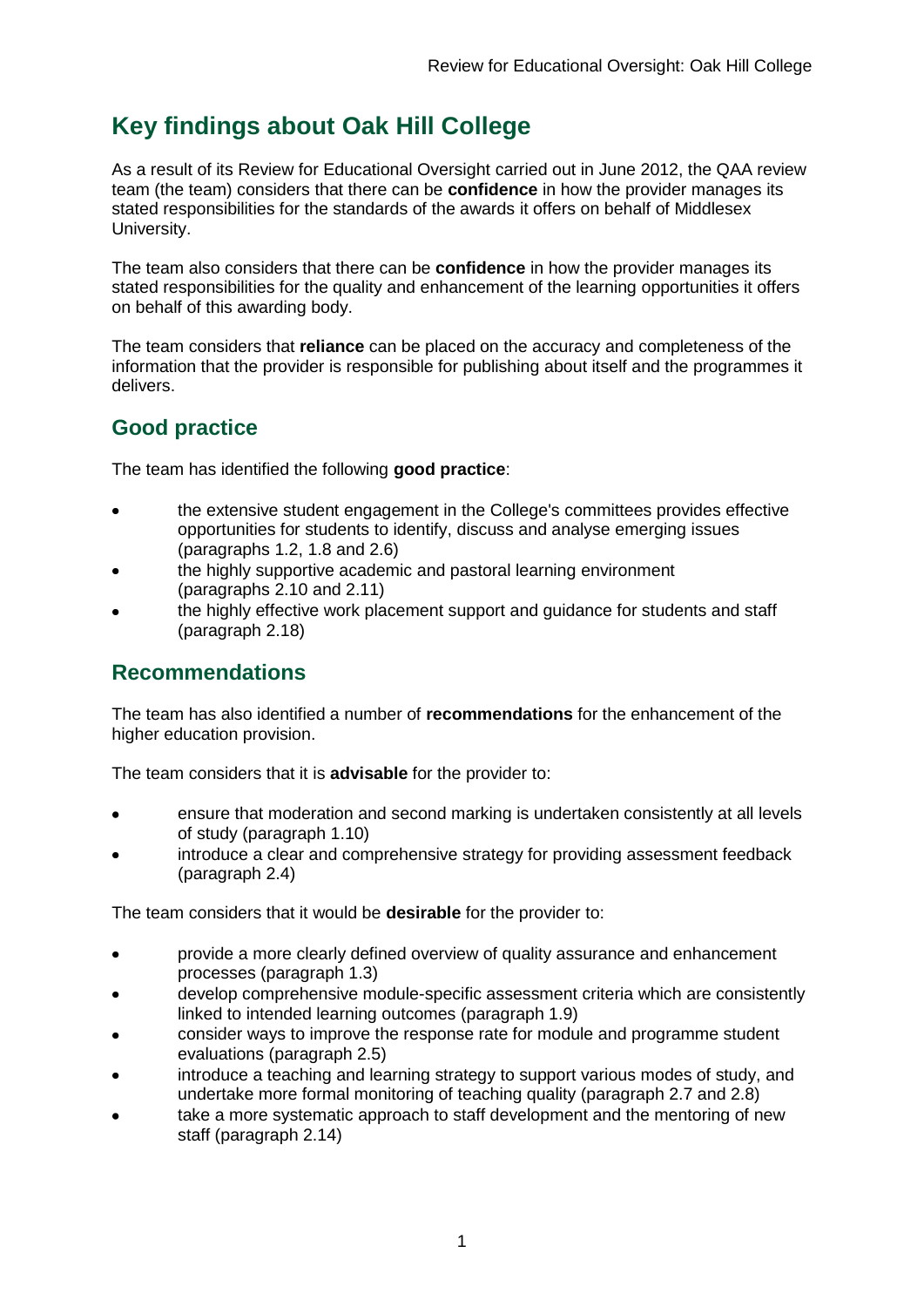# Key findings about Oak Hill College

As a result of its Review for Educational Oversight carried out in June 2012, the QAA review team (the team) considers that there can be **confidence** in how the provider manages its stated responsibilities for the standards of the awards it offers on behalf of Middlesex University.

The team also considers that there can be **confidence** in how the provider manages its stated responsibilities for the quality and enhancement of the learning opportunities it offers on behalf of this awarding body.

The team considers that **reliance** can be placed on the accuracy and completeness of the information that the provider is responsible for publishing about itself and the programmes it delivers.

## Good practice

The team has identified the following **good practice**:

- the extensive student engagement in the College's committees provides effective opportunities for students to identify, discuss and analyse emerging issues (paragraphs 1.2, 1.8 and 2.6)
- the highly supportive academic and pastoral learning environment (paragraphs 2.10 and 2.11)
- the highly effective work placement support and guidance for students and staff (paragraph 2.18)

## Recommendations

The team has also identified a number of **recommendations** for the enhancement of the higher education provision.

The team considers that it is **advisable** for the provider to:

- ensure that moderation and second marking is undertaken consistently at all levels of study (paragraph 1.10)
- introduce a clear and comprehensive strategy for providing assessment feedback (paragraph 2.4)

The team considers that it would be **desirable** for the provider to:

- provide a more clearly defined overview of quality assurance and enhancement processes (paragraph 1.3)
- develop comprehensive module-specific assessment criteria which are consistently linked to intended learning outcomes (paragraph 1.9)
- consider ways to improve the response rate for module and programme student evaluations (paragraph 2.5)
- introduce a teaching and learning strategy to support various modes of study, and undertake more formal monitoring of teaching quality (paragraph 2.7 and 2.8)
- take a more systematic approach to staff development and the mentoring of new staff (paragraph 2.14)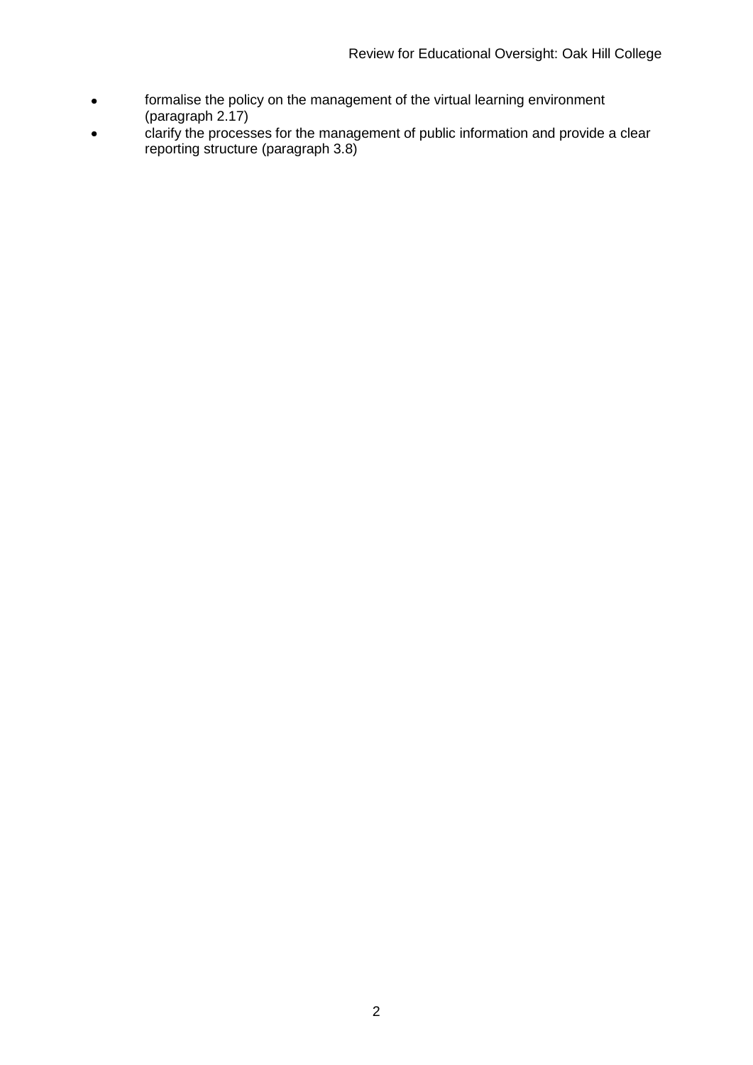- formalise the policy on the management of the virtual learning environment (paragraph 2.17)
- clarify the processes for the management of public information and provide a clear reporting structure (paragraph 3.8)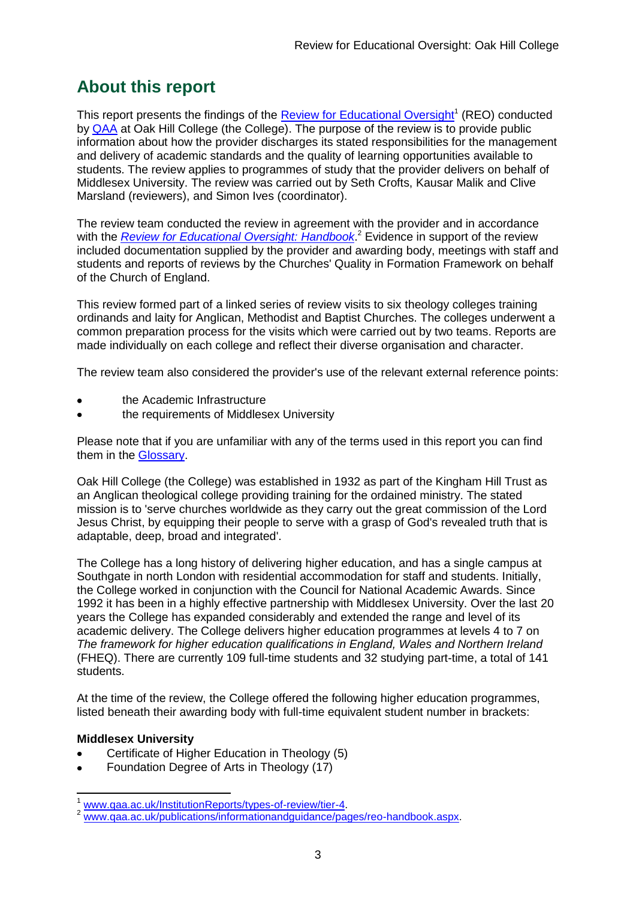## About this report

This report presents the findings of the Review for Educational Oversight[1] (REO) conducted by QAA at Oak Hill College (the College). The purpose of the review is to provide public information about how the provider discharges its stated responsibilities for the management and delivery of academic standards and the quality of learning opportunities available to students. The review applies to programmes of study that the provider delivers on behalf of Middlesex University. The review was carried out by Seth Crofts, Kausar Malik and Clive Marsland (reviewers), and Simon Ives (coordinator).

The review team conducted the review in agreement with the provider and in accordance with the *Review for Educational Oversight: Handbook*.[2] Evidence in support of the review included documentation supplied by the provider and awarding body, meetings with staff and students and reports of reviews by the Churches' Quality in Formation Framework on behalf of the Church of England.

This review formed part of a linked series of review visits to six theology colleges training ordinands and laity for Anglican, Methodist and Baptist Churches. The colleges underwent a common preparation process for the visits which were carried out by two teams. Reports are made individually on each college and reflect their diverse organisation and character.

The review team also considered the provider's use of the relevant external reference points:

- the Academic Infrastructure
- the requirements of Middlesex University

Please note that if you are unfamiliar with any of the terms used in this report you can find them in the Glossary.

Oak Hill College (the College) was established in 1932 as part of the Kingham Hill Trust as an Anglican theological college providing training for the ordained ministry. The stated mission is to 'serve churches worldwide as they carry out the great commission of the Lord Jesus Christ, by equipping their people to serve with a grasp of God's revealed truth that is adaptable, deep, broad and integrated'.

The College has a long history of delivering higher education, and has a single campus at Southgate in north London with residential accommodation for staff and students. Initially, the College worked in conjunction with the Council for National Academic Awards. Since 1992 it has been in a highly effective partnership with Middlesex University. Over the last 20 years the College has expanded considerably and extended the range and level of its academic delivery. The College delivers higher education programmes at levels 4 to 7 on *The framework for higher education qualifications in England, Wales and Northern Ireland* (FHEQ). There are currently 109 full-time students and 32 studying part-time, a total of 141 students.

At the time of the review, the College offered the following higher education programmes, listed beneath their awarding body with full-time equivalent student number in brackets:

**Middlesex University**

- Certificate of Higher Education in Theology (5)
- Foundation Degree of Arts in Theology (17)

[1] www.qaa.ac.uk/InstitutionReports/types-of-review/tier-4.
[2] www.qaa.ac.uk/publications/informationandguidance/pages/reo-handbook.aspx.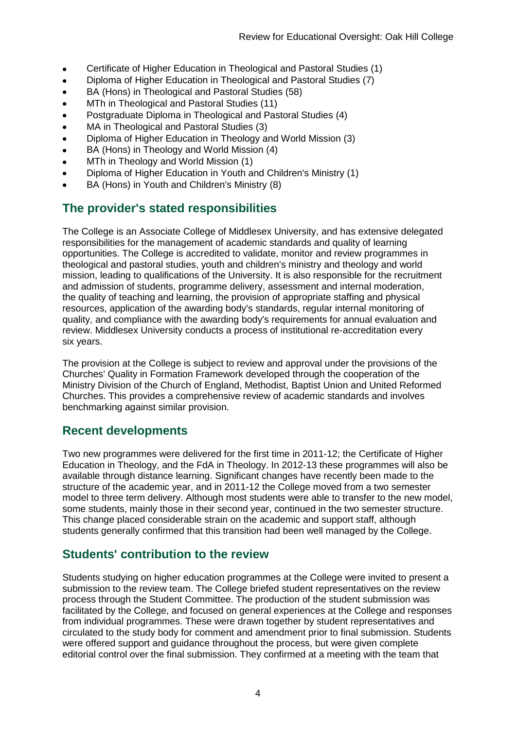- Certificate of Higher Education in Theological and Pastoral Studies (1)
- Diploma of Higher Education in Theological and Pastoral Studies (7)
- BA (Hons) in Theological and Pastoral Studies (58)
- MTh in Theological and Pastoral Studies (11)
- Postgraduate Diploma in Theological and Pastoral Studies (4)
- MA in Theological and Pastoral Studies (3)
- Diploma of Higher Education in Theology and World Mission (3)
- BA (Hons) in Theology and World Mission (4)
- MTh in Theology and World Mission (1)
- Diploma of Higher Education in Youth and Children's Ministry (1)
- BA (Hons) in Youth and Children's Ministry (8)

## The provider's stated responsibilities

The College is an Associate College of Middlesex University, and has extensive delegated responsibilities for the management of academic standards and quality of learning opportunities. The College is accredited to validate, monitor and review programmes in theological and pastoral studies, youth and children's ministry and theology and world mission, leading to qualifications of the University. It is also responsible for the recruitment and admission of students, programme delivery, assessment and internal moderation, the quality of teaching and learning, the provision of appropriate staffing and physical resources, application of the awarding body's standards, regular internal monitoring of quality, and compliance with the awarding body's requirements for annual evaluation and review. Middlesex University conducts a process of institutional re-accreditation every six years.

The provision at the College is subject to review and approval under the provisions of the Churches' Quality in Formation Framework developed through the cooperation of the Ministry Division of the Church of England, Methodist, Baptist Union and United Reformed Churches. This provides a comprehensive review of academic standards and involves benchmarking against similar provision.

## Recent developments

Two new programmes were delivered for the first time in 2011-12; the Certificate of Higher Education in Theology, and the FdA in Theology. In 2012-13 these programmes will also be available through distance learning. Significant changes have recently been made to the structure of the academic year, and in 2011-12 the College moved from a two semester model to three term delivery. Although most students were able to transfer to the new model, some students, mainly those in their second year, continued in the two semester structure. This change placed considerable strain on the academic and support staff, although students generally confirmed that this transition had been well managed by the College.

## Students' contribution to the review

Students studying on higher education programmes at the College were invited to present a submission to the review team. The College briefed student representatives on the review process through the Student Committee. The production of the student submission was facilitated by the College, and focused on general experiences at the College and responses from individual programmes. These were drawn together by student representatives and circulated to the study body for comment and amendment prior to final submission. Students were offered support and guidance throughout the process, but were given complete editorial control over the final submission. They confirmed at a meeting with the team that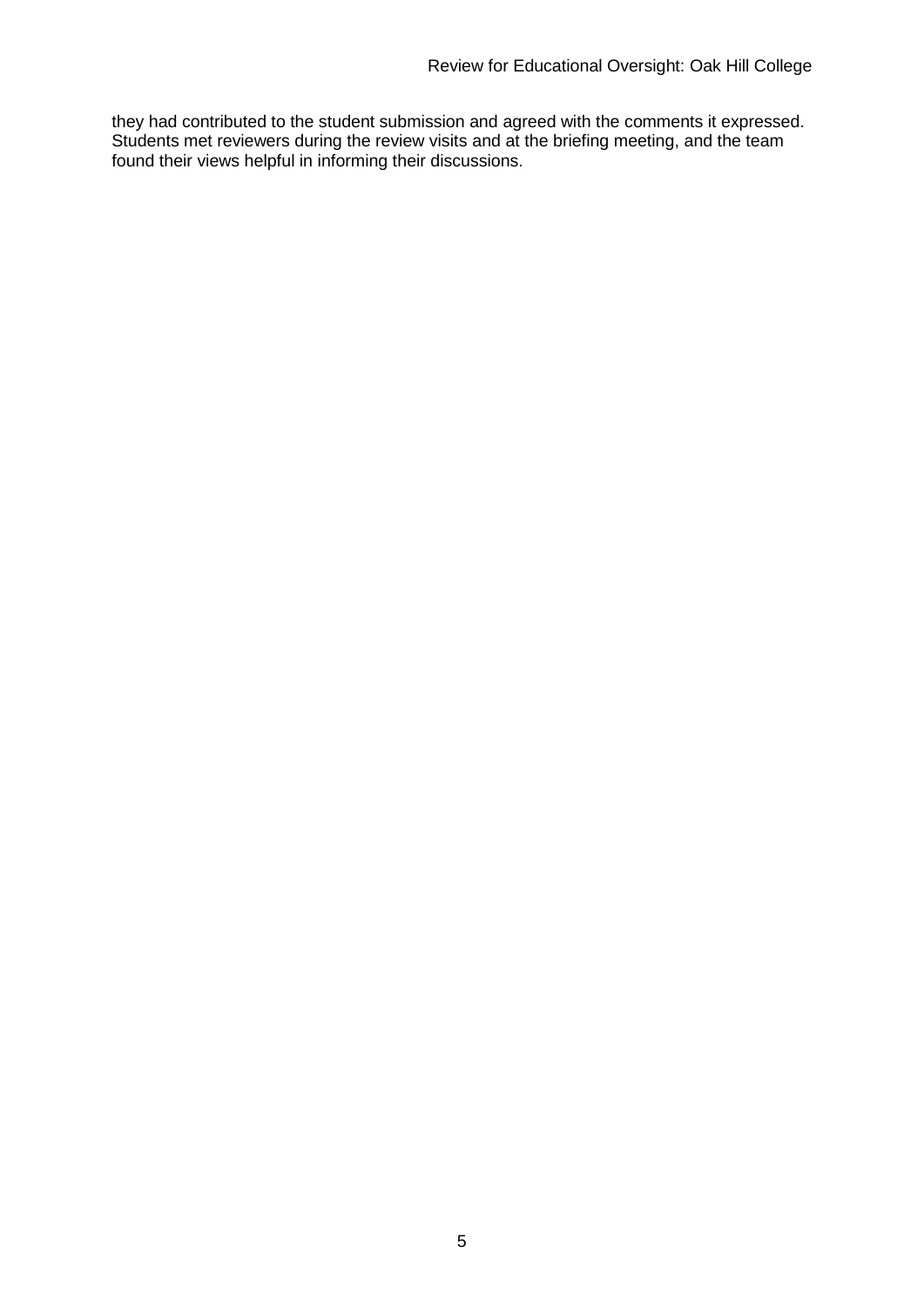they had contributed to the student submission and agreed with the comments it expressed. Students met reviewers during the review visits and at the briefing meeting, and the team found their views helpful in informing their discussions.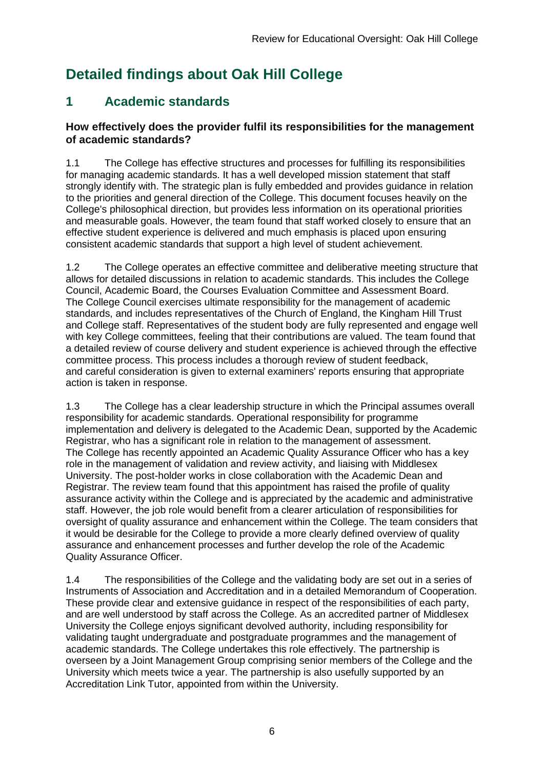# Detailed findings about Oak Hill College

## 1 Academic standards

### How effectively does the provider fulfil its responsibilities for the management of academic standards?

1.1 The College has effective structures and processes for fulfilling its responsibilities for managing academic standards. It has a well developed mission statement that staff strongly identify with. The strategic plan is fully embedded and provides guidance in relation to the priorities and general direction of the College. This document focuses heavily on the College's philosophical direction, but provides less information on its operational priorities and measurable goals. However, the team found that staff worked closely to ensure that an effective student experience is delivered and much emphasis is placed upon ensuring consistent academic standards that support a high level of student achievement.

1.2 The College operates an effective committee and deliberative meeting structure that allows for detailed discussions in relation to academic standards. This includes the College Council, Academic Board, the Courses Evaluation Committee and Assessment Board. The College Council exercises ultimate responsibility for the management of academic standards, and includes representatives of the Church of England, the Kingham Hill Trust and College staff. Representatives of the student body are fully represented and engage well with key College committees, feeling that their contributions are valued. The team found that a detailed review of course delivery and student experience is achieved through the effective committee process. This process includes a thorough review of student feedback, and careful consideration is given to external examiners' reports ensuring that appropriate action is taken in response.

1.3 The College has a clear leadership structure in which the Principal assumes overall responsibility for academic standards. Operational responsibility for programme implementation and delivery is delegated to the Academic Dean, supported by the Academic Registrar, who has a significant role in relation to the management of assessment. The College has recently appointed an Academic Quality Assurance Officer who has a key role in the management of validation and review activity, and liaising with Middlesex University. The post-holder works in close collaboration with the Academic Dean and Registrar. The review team found that this appointment has raised the profile of quality assurance activity within the College and is appreciated by the academic and administrative staff. However, the job role would benefit from a clearer articulation of responsibilities for oversight of quality assurance and enhancement within the College. The team considers that it would be desirable for the College to provide a more clearly defined overview of quality assurance and enhancement processes and further develop the role of the Academic Quality Assurance Officer.

1.4 The responsibilities of the College and the validating body are set out in a series of Instruments of Association and Accreditation and in a detailed Memorandum of Cooperation. These provide clear and extensive guidance in respect of the responsibilities of each party, and are well understood by staff across the College. As an accredited partner of Middlesex University the College enjoys significant devolved authority, including responsibility for validating taught undergraduate and postgraduate programmes and the management of academic standards. The College undertakes this role effectively. The partnership is overseen by a Joint Management Group comprising senior members of the College and the University which meets twice a year. The partnership is also usefully supported by an Accreditation Link Tutor, appointed from within the University.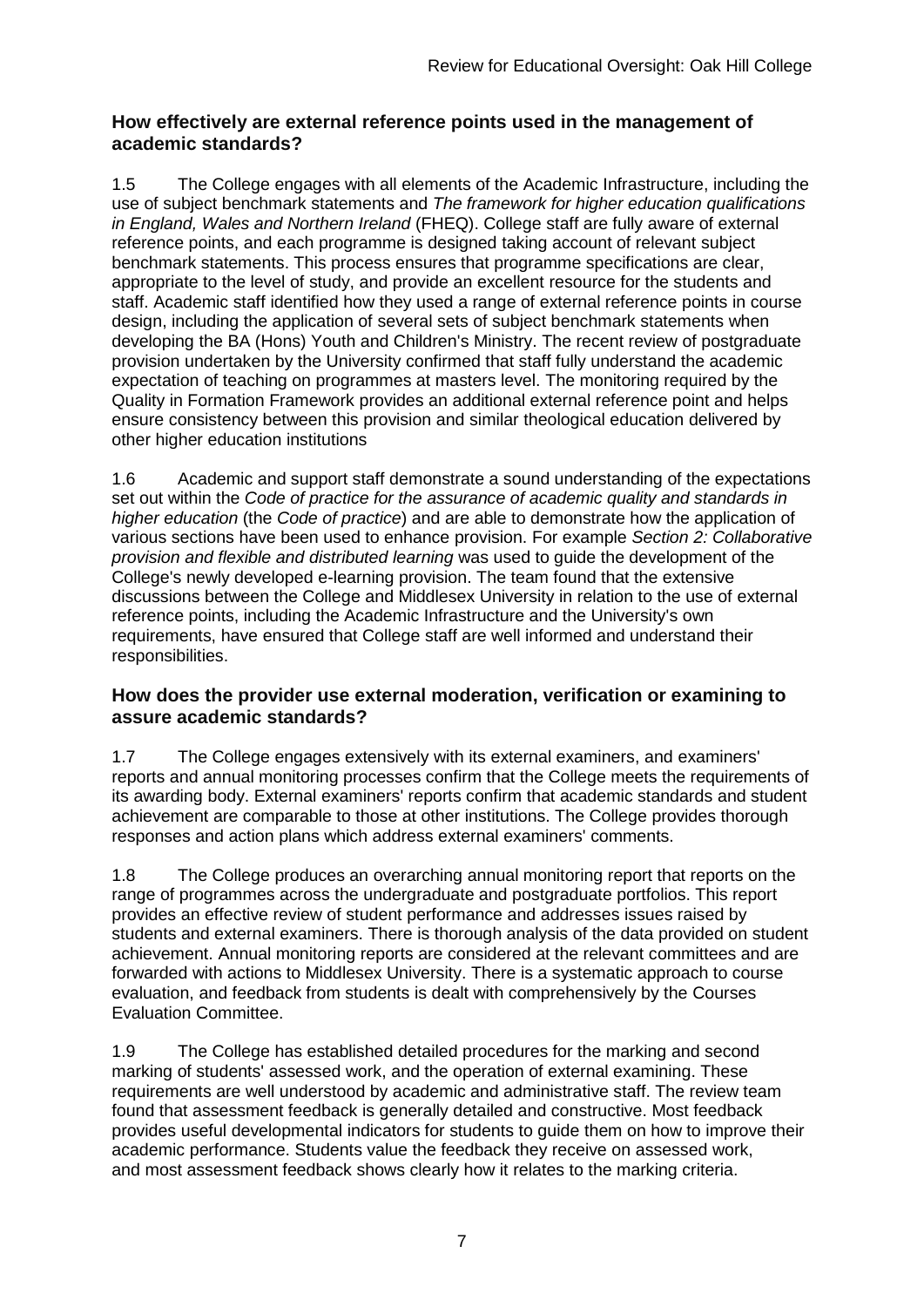### How effectively are external reference points used in the management of academic standards?

1.5 The College engages with all elements of the Academic Infrastructure, including the use of subject benchmark statements and *The framework for higher education qualifications in England, Wales and Northern Ireland* (FHEQ). College staff are fully aware of external reference points, and each programme is designed taking account of relevant subject benchmark statements. This process ensures that programme specifications are clear, appropriate to the level of study, and provide an excellent resource for the students and staff. Academic staff identified how they used a range of external reference points in course design, including the application of several sets of subject benchmark statements when developing the BA (Hons) Youth and Children's Ministry. The recent review of postgraduate provision undertaken by the University confirmed that staff fully understand the academic expectation of teaching on programmes at masters level. The monitoring required by the Quality in Formation Framework provides an additional external reference point and helps ensure consistency between this provision and similar theological education delivered by other higher education institutions

1.6 Academic and support staff demonstrate a sound understanding of the expectations set out within the *Code of practice for the assurance of academic quality and standards in higher education* (the *Code of practice*) and are able to demonstrate how the application of various sections have been used to enhance provision. For example *Section 2: Collaborative provision and flexible and distributed learning* was used to guide the development of the College's newly developed e-learning provision. The team found that the extensive discussions between the College and Middlesex University in relation to the use of external reference points, including the Academic Infrastructure and the University's own requirements, have ensured that College staff are well informed and understand their responsibilities.

### How does the provider use external moderation, verification or examining to assure academic standards?

1.7 The College engages extensively with its external examiners, and examiners' reports and annual monitoring processes confirm that the College meets the requirements of its awarding body. External examiners' reports confirm that academic standards and student achievement are comparable to those at other institutions. The College provides thorough responses and action plans which address external examiners' comments.

1.8 The College produces an overarching annual monitoring report that reports on the range of programmes across the undergraduate and postgraduate portfolios. This report provides an effective review of student performance and addresses issues raised by students and external examiners. There is thorough analysis of the data provided on student achievement. Annual monitoring reports are considered at the relevant committees and are forwarded with actions to Middlesex University. There is a systematic approach to course evaluation, and feedback from students is dealt with comprehensively by the Courses Evaluation Committee.

1.9 The College has established detailed procedures for the marking and second marking of students' assessed work, and the operation of external examining. These requirements are well understood by academic and administrative staff. The review team found that assessment feedback is generally detailed and constructive. Most feedback provides useful developmental indicators for students to guide them on how to improve their academic performance. Students value the feedback they receive on assessed work, and most assessment feedback shows clearly how it relates to the marking criteria.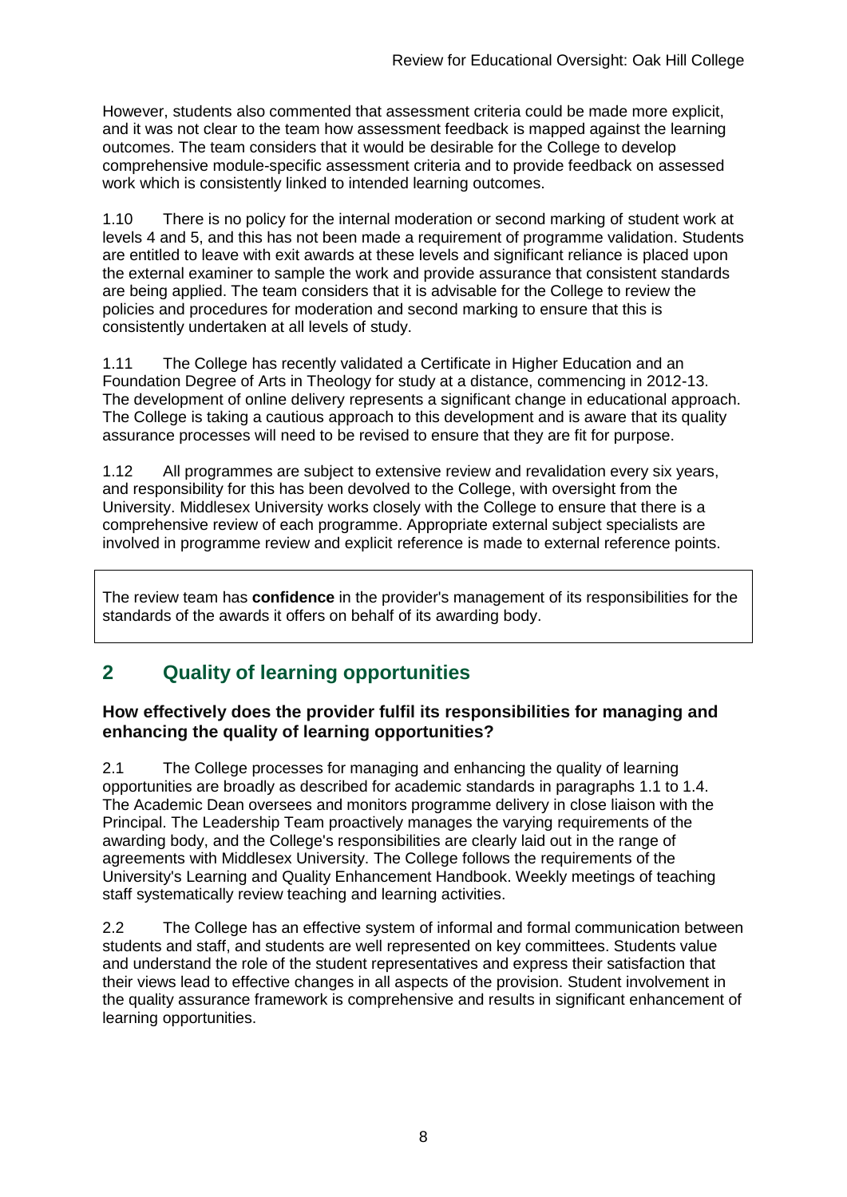However, students also commented that assessment criteria could be made more explicit, and it was not clear to the team how assessment feedback is mapped against the learning outcomes. The team considers that it would be desirable for the College to develop comprehensive module-specific assessment criteria and to provide feedback on assessed work which is consistently linked to intended learning outcomes.

1.10 There is no policy for the internal moderation or second marking of student work at levels 4 and 5, and this has not been made a requirement of programme validation. Students are entitled to leave with exit awards at these levels and significant reliance is placed upon the external examiner to sample the work and provide assurance that consistent standards are being applied. The team considers that it is advisable for the College to review the policies and procedures for moderation and second marking to ensure that this is consistently undertaken at all levels of study.

1.11 The College has recently validated a Certificate in Higher Education and an Foundation Degree of Arts in Theology for study at a distance, commencing in 2012-13. The development of online delivery represents a significant change in educational approach. The College is taking a cautious approach to this development and is aware that its quality assurance processes will need to be revised to ensure that they are fit for purpose.

1.12 All programmes are subject to extensive review and revalidation every six years, and responsibility for this has been devolved to the College, with oversight from the University. Middlesex University works closely with the College to ensure that there is a comprehensive review of each programme. Appropriate external subject specialists are involved in programme review and explicit reference is made to external reference points.

> The review team has **confidence** in the provider's management of its responsibilities for the standards of the awards it offers on behalf of its awarding body.

## 2 Quality of learning opportunities

### How effectively does the provider fulfil its responsibilities for managing and enhancing the quality of learning opportunities?

2.1 The College processes for managing and enhancing the quality of learning opportunities are broadly as described for academic standards in paragraphs 1.1 to 1.4. The Academic Dean oversees and monitors programme delivery in close liaison with the Principal. The Leadership Team proactively manages the varying requirements of the awarding body, and the College's responsibilities are clearly laid out in the range of agreements with Middlesex University. The College follows the requirements of the University's Learning and Quality Enhancement Handbook. Weekly meetings of teaching staff systematically review teaching and learning activities.

2.2 The College has an effective system of informal and formal communication between students and staff, and students are well represented on key committees. Students value and understand the role of the student representatives and express their satisfaction that their views lead to effective changes in all aspects of the provision. Student involvement in the quality assurance framework is comprehensive and results in significant enhancement of learning opportunities.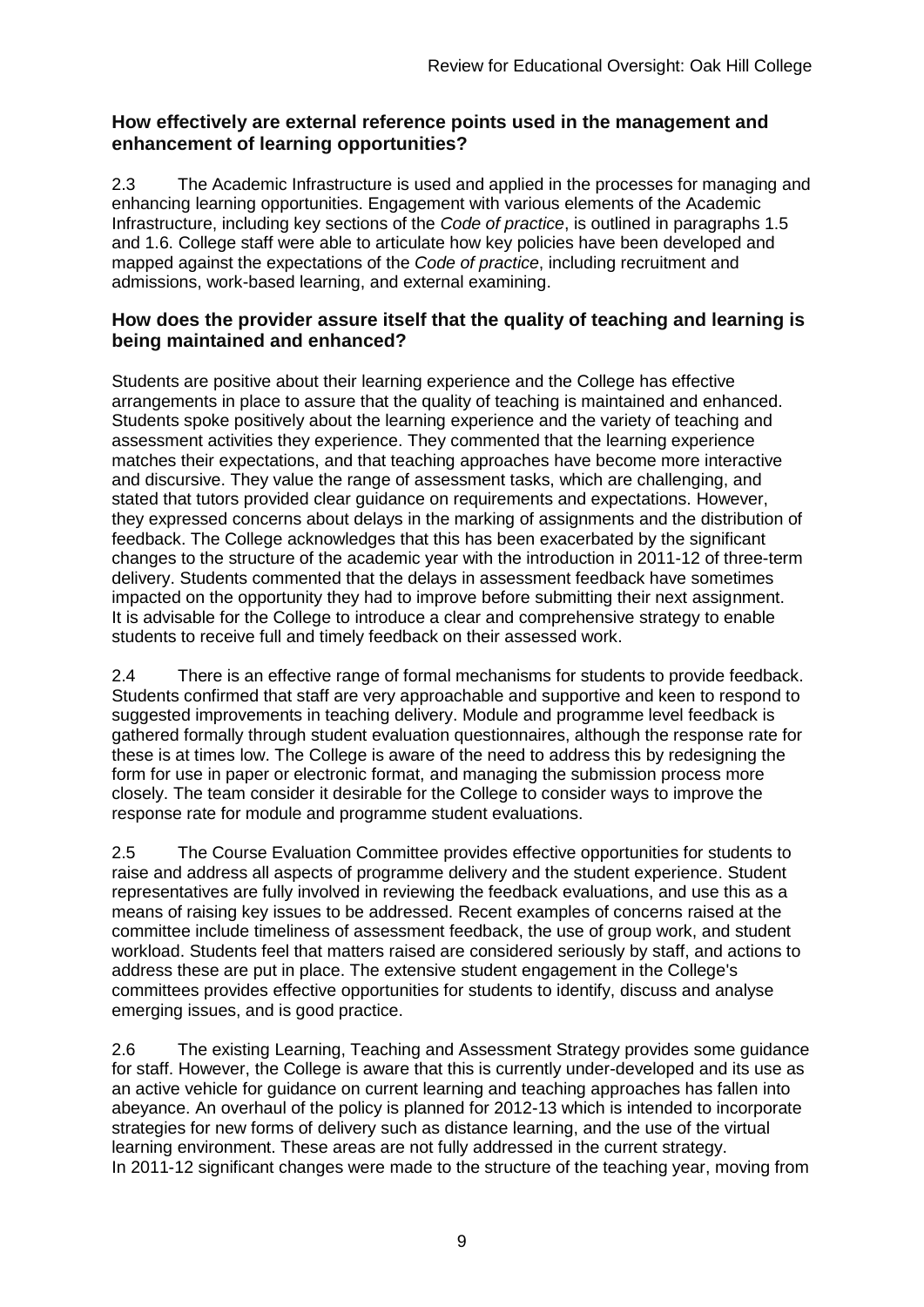### How effectively are external reference points used in the management and enhancement of learning opportunities?

2.3 The Academic Infrastructure is used and applied in the processes for managing and enhancing learning opportunities. Engagement with various elements of the Academic Infrastructure, including key sections of the *Code of practice*, is outlined in paragraphs 1.5 and 1.6. College staff were able to articulate how key policies have been developed and mapped against the expectations of the *Code of practice*, including recruitment and admissions, work-based learning, and external examining.

### How does the provider assure itself that the quality of teaching and learning is being maintained and enhanced?

Students are positive about their learning experience and the College has effective arrangements in place to assure that the quality of teaching is maintained and enhanced. Students spoke positively about the learning experience and the variety of teaching and assessment activities they experience. They commented that the learning experience matches their expectations, and that teaching approaches have become more interactive and discursive. They value the range of assessment tasks, which are challenging, and stated that tutors provided clear guidance on requirements and expectations. However, they expressed concerns about delays in the marking of assignments and the distribution of feedback. The College acknowledges that this has been exacerbated by the significant changes to the structure of the academic year with the introduction in 2011-12 of three-term delivery. Students commented that the delays in assessment feedback have sometimes impacted on the opportunity they had to improve before submitting their next assignment. It is advisable for the College to introduce a clear and comprehensive strategy to enable students to receive full and timely feedback on their assessed work.

2.4 There is an effective range of formal mechanisms for students to provide feedback. Students confirmed that staff are very approachable and supportive and keen to respond to suggested improvements in teaching delivery. Module and programme level feedback is gathered formally through student evaluation questionnaires, although the response rate for these is at times low. The College is aware of the need to address this by redesigning the form for use in paper or electronic format, and managing the submission process more closely. The team consider it desirable for the College to consider ways to improve the response rate for module and programme student evaluations.

2.5 The Course Evaluation Committee provides effective opportunities for students to raise and address all aspects of programme delivery and the student experience. Student representatives are fully involved in reviewing the feedback evaluations, and use this as a means of raising key issues to be addressed. Recent examples of concerns raised at the committee include timeliness of assessment feedback, the use of group work, and student workload. Students feel that matters raised are considered seriously by staff, and actions to address these are put in place. The extensive student engagement in the College's committees provides effective opportunities for students to identify, discuss and analyse emerging issues, and is good practice.

2.6 The existing Learning, Teaching and Assessment Strategy provides some guidance for staff. However, the College is aware that this is currently under-developed and its use as an active vehicle for guidance on current learning and teaching approaches has fallen into abeyance. An overhaul of the policy is planned for 2012-13 which is intended to incorporate strategies for new forms of delivery such as distance learning, and the use of the virtual learning environment. These areas are not fully addressed in the current strategy. In 2011-12 significant changes were made to the structure of the teaching year, moving from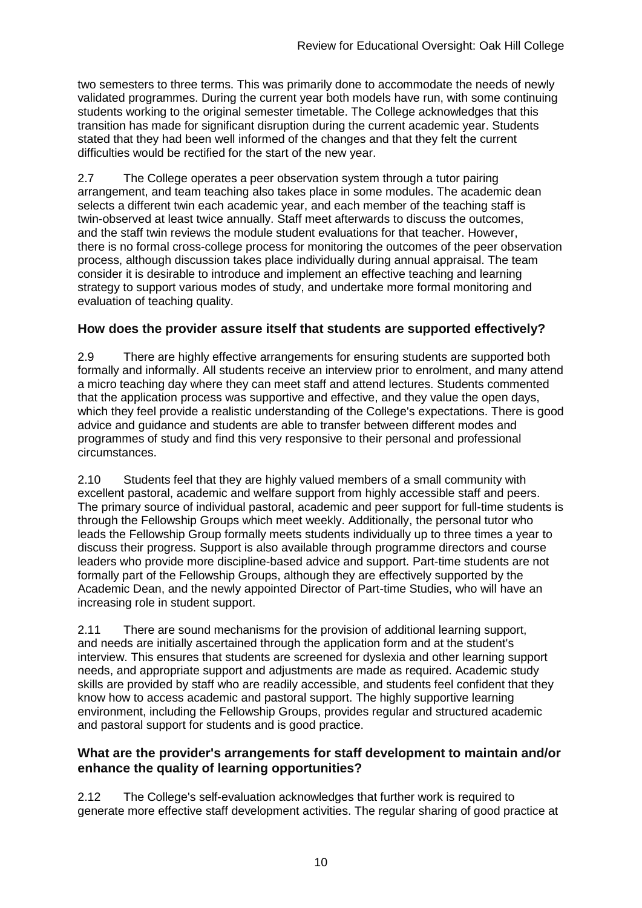two semesters to three terms. This was primarily done to accommodate the needs of newly validated programmes. During the current year both models have run, with some continuing students working to the original semester timetable. The College acknowledges that this transition has made for significant disruption during the current academic year. Students stated that they had been well informed of the changes and that they felt the current difficulties would be rectified for the start of the new year.

2.7 The College operates a peer observation system through a tutor pairing arrangement, and team teaching also takes place in some modules. The academic dean selects a different twin each academic year, and each member of the teaching staff is twin-observed at least twice annually. Staff meet afterwards to discuss the outcomes, and the staff twin reviews the module student evaluations for that teacher. However, there is no formal cross-college process for monitoring the outcomes of the peer observation process, although discussion takes place individually during annual appraisal. The team consider it is desirable to introduce and implement an effective teaching and learning strategy to support various modes of study, and undertake more formal monitoring and evaluation of teaching quality.

### How does the provider assure itself that students are supported effectively?

2.9 There are highly effective arrangements for ensuring students are supported both formally and informally. All students receive an interview prior to enrolment, and many attend a micro teaching day where they can meet staff and attend lectures. Students commented that the application process was supportive and effective, and they value the open days, which they feel provide a realistic understanding of the College's expectations. There is good advice and guidance and students are able to transfer between different modes and programmes of study and find this very responsive to their personal and professional circumstances.

2.10 Students feel that they are highly valued members of a small community with excellent pastoral, academic and welfare support from highly accessible staff and peers. The primary source of individual pastoral, academic and peer support for full-time students is through the Fellowship Groups which meet weekly. Additionally, the personal tutor who leads the Fellowship Group formally meets students individually up to three times a year to discuss their progress. Support is also available through programme directors and course leaders who provide more discipline-based advice and support. Part-time students are not formally part of the Fellowship Groups, although they are effectively supported by the Academic Dean, and the newly appointed Director of Part-time Studies, who will have an increasing role in student support.

2.11 There are sound mechanisms for the provision of additional learning support, and needs are initially ascertained through the application form and at the student's interview. This ensures that students are screened for dyslexia and other learning support needs, and appropriate support and adjustments are made as required. Academic study skills are provided by staff who are readily accessible, and students feel confident that they know how to access academic and pastoral support. The highly supportive learning environment, including the Fellowship Groups, provides regular and structured academic and pastoral support for students and is good practice.

### What are the provider's arrangements for staff development to maintain and/or enhance the quality of learning opportunities?

2.12 The College's self-evaluation acknowledges that further work is required to generate more effective staff development activities. The regular sharing of good practice at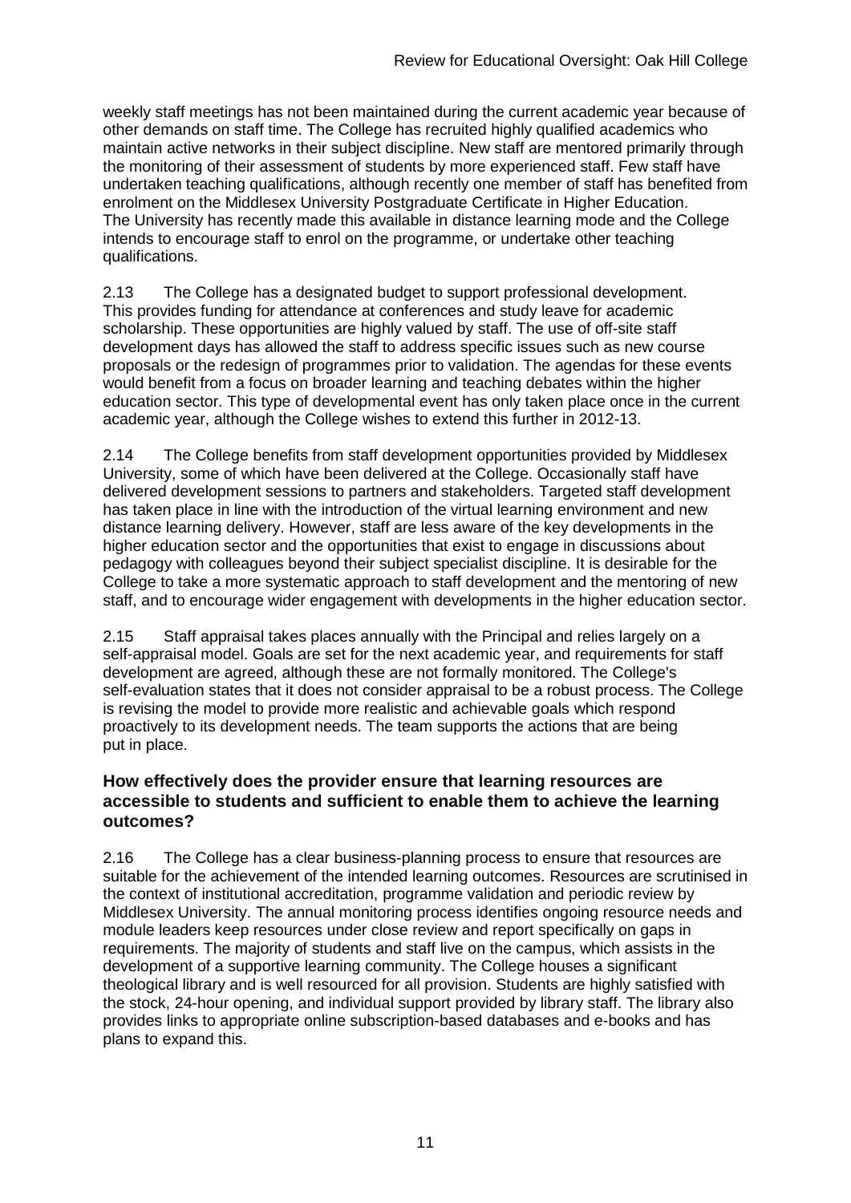weekly staff meetings has not been maintained during the current academic year because of other demands on staff time. The College has recruited highly qualified academics who maintain active networks in their subject discipline. New staff are mentored primarily through the monitoring of their assessment of students by more experienced staff. Few staff have undertaken teaching qualifications, although recently one member of staff has benefited from enrolment on the Middlesex University Postgraduate Certificate in Higher Education. The University has recently made this available in distance learning mode and the College intends to encourage staff to enrol on the programme, or undertake other teaching qualifications.

2.13 The College has a designated budget to support professional development. This provides funding for attendance at conferences and study leave for academic scholarship. These opportunities are highly valued by staff. The use of off-site staff development days has allowed the staff to address specific issues such as new course proposals or the redesign of programmes prior to validation. The agendas for these events would benefit from a focus on broader learning and teaching debates within the higher education sector. This type of developmental event has only taken place once in the current academic year, although the College wishes to extend this further in 2012-13.

2.14 The College benefits from staff development opportunities provided by Middlesex University, some of which have been delivered at the College. Occasionally staff have delivered development sessions to partners and stakeholders. Targeted staff development has taken place in line with the introduction of the virtual learning environment and new distance learning delivery. However, staff are less aware of the key developments in the higher education sector and the opportunities that exist to engage in discussions about pedagogy with colleagues beyond their subject specialist discipline. It is desirable for the College to take a more systematic approach to staff development and the mentoring of new staff, and to encourage wider engagement with developments in the higher education sector.

2.15 Staff appraisal takes places annually with the Principal and relies largely on a self-appraisal model. Goals are set for the next academic year, and requirements for staff development are agreed, although these are not formally monitored. The College's self-evaluation states that it does not consider appraisal to be a robust process. The College is revising the model to provide more realistic and achievable goals which respond proactively to its development needs. The team supports the actions that are being put in place.

### How effectively does the provider ensure that learning resources are accessible to students and sufficient to enable them to achieve the learning outcomes?

2.16 The College has a clear business-planning process to ensure that resources are suitable for the achievement of the intended learning outcomes. Resources are scrutinised in the context of institutional accreditation, programme validation and periodic review by Middlesex University. The annual monitoring process identifies ongoing resource needs and module leaders keep resources under close review and report specifically on gaps in requirements. The majority of students and staff live on the campus, which assists in the development of a supportive learning community. The College houses a significant theological library and is well resourced for all provision. Students are highly satisfied with the stock, 24-hour opening, and individual support provided by library staff. The library also provides links to appropriate online subscription-based databases and e-books and has plans to expand this.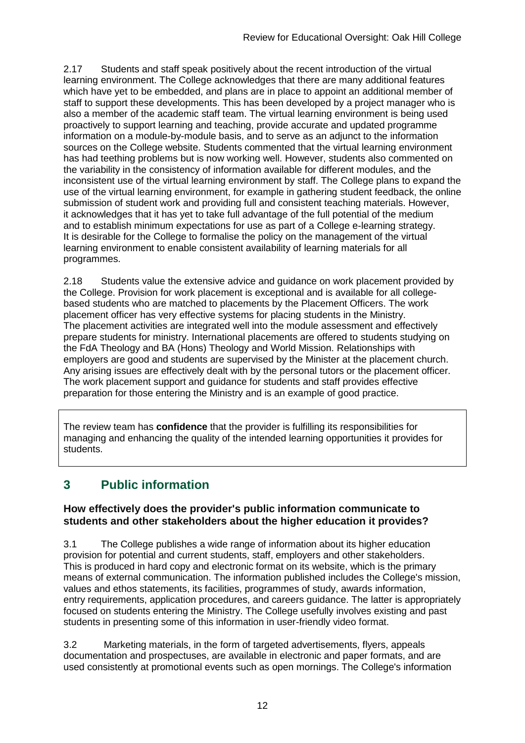2.17 Students and staff speak positively about the recent introduction of the virtual learning environment. The College acknowledges that there are many additional features which have yet to be embedded, and plans are in place to appoint an additional member of staff to support these developments. This has been developed by a project manager who is also a member of the academic staff team. The virtual learning environment is being used proactively to support learning and teaching, provide accurate and updated programme information on a module-by-module basis, and to serve as an adjunct to the information sources on the College website. Students commented that the virtual learning environment has had teething problems but is now working well. However, students also commented on the variability in the consistency of information available for different modules, and the inconsistent use of the virtual learning environment by staff. The College plans to expand the use of the virtual learning environment, for example in gathering student feedback, the online submission of student work and providing full and consistent teaching materials. However, it acknowledges that it has yet to take full advantage of the full potential of the medium and to establish minimum expectations for use as part of a College e-learning strategy. It is desirable for the College to formalise the policy on the management of the virtual learning environment to enable consistent availability of learning materials for all programmes.

2.18 Students value the extensive advice and guidance on work placement provided by the College. Provision for work placement is exceptional and is available for all college-based students who are matched to placements by the Placement Officers. The work placement officer has very effective systems for placing students in the Ministry. The placement activities are integrated well into the module assessment and effectively prepare students for ministry. International placements are offered to students studying on the FdA Theology and BA (Hons) Theology and World Mission. Relationships with employers are good and students are supervised by the Minister at the placement church. Any arising issues are effectively dealt with by the personal tutors or the placement officer. The work placement support and guidance for students and staff provides effective preparation for those entering the Ministry and is an example of good practice.

The review team has **confidence** that the provider is fulfilling its responsibilities for managing and enhancing the quality of the intended learning opportunities it provides for students.

## 3 Public information

### How effectively does the provider's public information communicate to students and other stakeholders about the higher education it provides?

3.1 The College publishes a wide range of information about its higher education provision for potential and current students, staff, employers and other stakeholders. This is produced in hard copy and electronic format on its website, which is the primary means of external communication. The information published includes the College's mission, values and ethos statements, its facilities, programmes of study, awards information, entry requirements, application procedures, and careers guidance. The latter is appropriately focused on students entering the Ministry. The College usefully involves existing and past students in presenting some of this information in user-friendly video format.

3.2 Marketing materials, in the form of targeted advertisements, flyers, appeals documentation and prospectuses, are available in electronic and paper formats, and are used consistently at promotional events such as open mornings. The College's information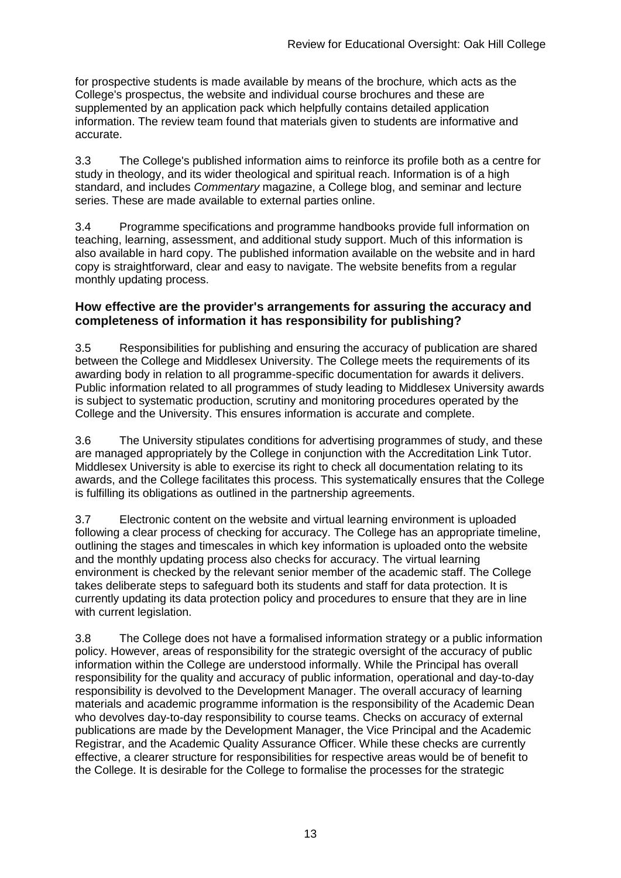for prospective students is made available by means of the brochure*,* which acts as the College's prospectus, the website and individual course brochures and these are supplemented by an application pack which helpfully contains detailed application information. The review team found that materials given to students are informative and accurate.

3.3 The College's published information aims to reinforce its profile both as a centre for study in theology, and its wider theological and spiritual reach. Information is of a high standard, and includes *Commentary* magazine, a College blog, and seminar and lecture series. These are made available to external parties online.

3.4 Programme specifications and programme handbooks provide full information on teaching, learning, assessment, and additional study support. Much of this information is also available in hard copy. The published information available on the website and in hard copy is straightforward, clear and easy to navigate. The website benefits from a regular monthly updating process.

### How effective are the provider's arrangements for assuring the accuracy and completeness of information it has responsibility for publishing?

3.5 Responsibilities for publishing and ensuring the accuracy of publication are shared between the College and Middlesex University. The College meets the requirements of its awarding body in relation to all programme-specific documentation for awards it delivers. Public information related to all programmes of study leading to Middlesex University awards is subject to systematic production, scrutiny and monitoring procedures operated by the College and the University. This ensures information is accurate and complete.

3.6 The University stipulates conditions for advertising programmes of study, and these are managed appropriately by the College in conjunction with the Accreditation Link Tutor. Middlesex University is able to exercise its right to check all documentation relating to its awards, and the College facilitates this process. This systematically ensures that the College is fulfilling its obligations as outlined in the partnership agreements.

3.7 Electronic content on the website and virtual learning environment is uploaded following a clear process of checking for accuracy. The College has an appropriate timeline, outlining the stages and timescales in which key information is uploaded onto the website and the monthly updating process also checks for accuracy. The virtual learning environment is checked by the relevant senior member of the academic staff. The College takes deliberate steps to safeguard both its students and staff for data protection. It is currently updating its data protection policy and procedures to ensure that they are in line with current legislation.

3.8 The College does not have a formalised information strategy or a public information policy. However, areas of responsibility for the strategic oversight of the accuracy of public information within the College are understood informally. While the Principal has overall responsibility for the quality and accuracy of public information, operational and day-to-day responsibility is devolved to the Development Manager. The overall accuracy of learning materials and academic programme information is the responsibility of the Academic Dean who devolves day-to-day responsibility to course teams. Checks on accuracy of external publications are made by the Development Manager, the Vice Principal and the Academic Registrar, and the Academic Quality Assurance Officer. While these checks are currently effective, a clearer structure for responsibilities for respective areas would be of benefit to the College. It is desirable for the College to formalise the processes for the strategic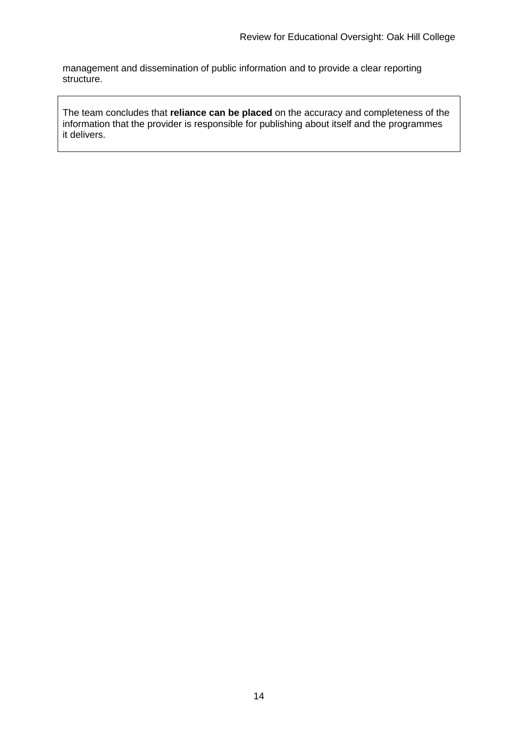management and dissemination of public information and to provide a clear reporting structure.

The team concludes that **reliance can be placed** on the accuracy and completeness of the information that the provider is responsible for publishing about itself and the programmes it delivers.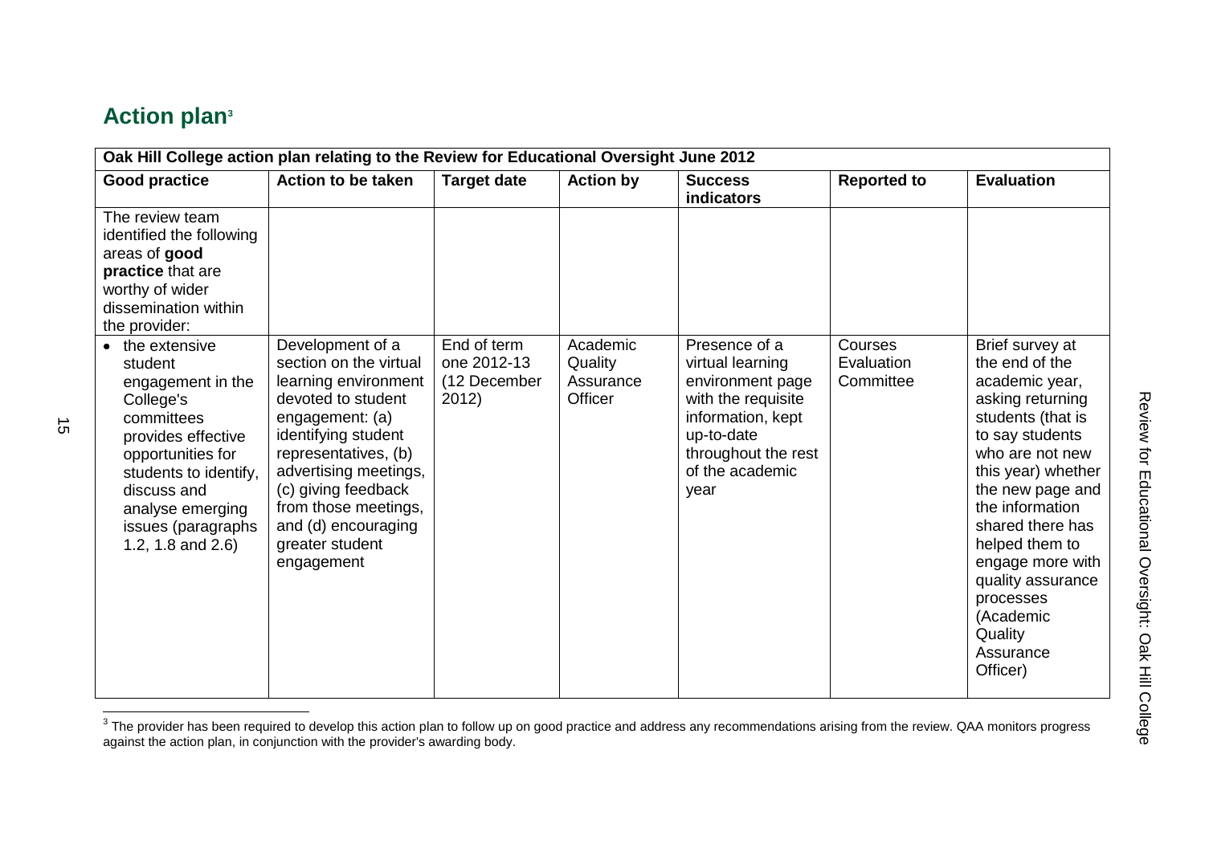## Action plan[3]

| Oak Hill College action plan relating to the Review for Educational Oversight June 2012 | | | | | | |
|---|---|---|---|---|---|---|
| **Good practice** | **Action to be taken** | **Target date** | **Action by** | **Success indicators** | **Reported to** | **Evaluation** |
| The review team identified the following areas of **good practice** that are worthy of wider dissemination within the provider: | | | | | | |
| • the extensive student engagement in the College's committees provides effective opportunities for students to identify, discuss and analyse emerging issues (paragraphs 1.2, 1.8 and 2.6) | Development of a section on the virtual learning environment devoted to student engagement: (a) identifying student representatives, (b) advertising meetings, (c) giving feedback from those meetings, and (d) encouraging greater student engagement | End of term one 2012-13 (12 December 2012) | Academic Quality Assurance Officer | Presence of a virtual learning environment page with the requisite information, kept up-to-date throughout the rest of the academic year | Courses Evaluation Committee | Brief survey at the end of the academic year, asking returning students (that is to say students who are not new this year) whether the new page and the information shared there has helped them to engage more with quality assurance processes (Academic Quality Assurance Officer) |

[3] The provider has been required to develop this action plan to follow up on good practice and address any recommendations arising from the review. QAA monitors progress against the action plan, in conjunction with the provider's awarding body.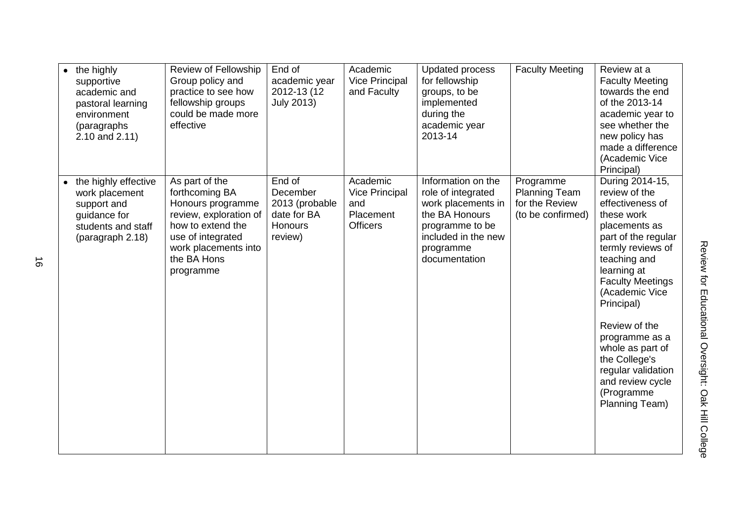| | | | | | | |
|---|---|---|---|---|---|---|
| • the highly supportive academic and pastoral learning environment (paragraphs 2.10 and 2.11) | Review of Fellowship Group policy and practice to see how fellowship groups could be made more effective | End of academic year 2012-13 (12 July 2013) | Academic Vice Principal and Faculty | Updated process for fellowship groups, to be implemented during the academic year 2013-14 | Faculty Meeting | Review at a Faculty Meeting towards the end of the 2013-14 academic year to see whether the new policy has made a difference (Academic Vice Principal) |
| • the highly effective work placement support and guidance for students and staff (paragraph 2.18) | As part of the forthcoming BA Honours programme review, exploration of how to extend the use of integrated work placements into the BA Hons programme | End of December 2013 (probable date for BA Honours review) | Academic Vice Principal and Placement Officers | Information on the role of integrated work placements in the BA Honours programme to be included in the new programme documentation | Programme Planning Team for the Review (to be confirmed) | During 2014-15, review of the effectiveness of these work placements as part of the regular termly reviews of teaching and learning at Faculty Meetings (Academic Vice Principal)<br><br>Review of the programme as a whole as part of the College's regular validation and review cycle (Programme Planning Team) |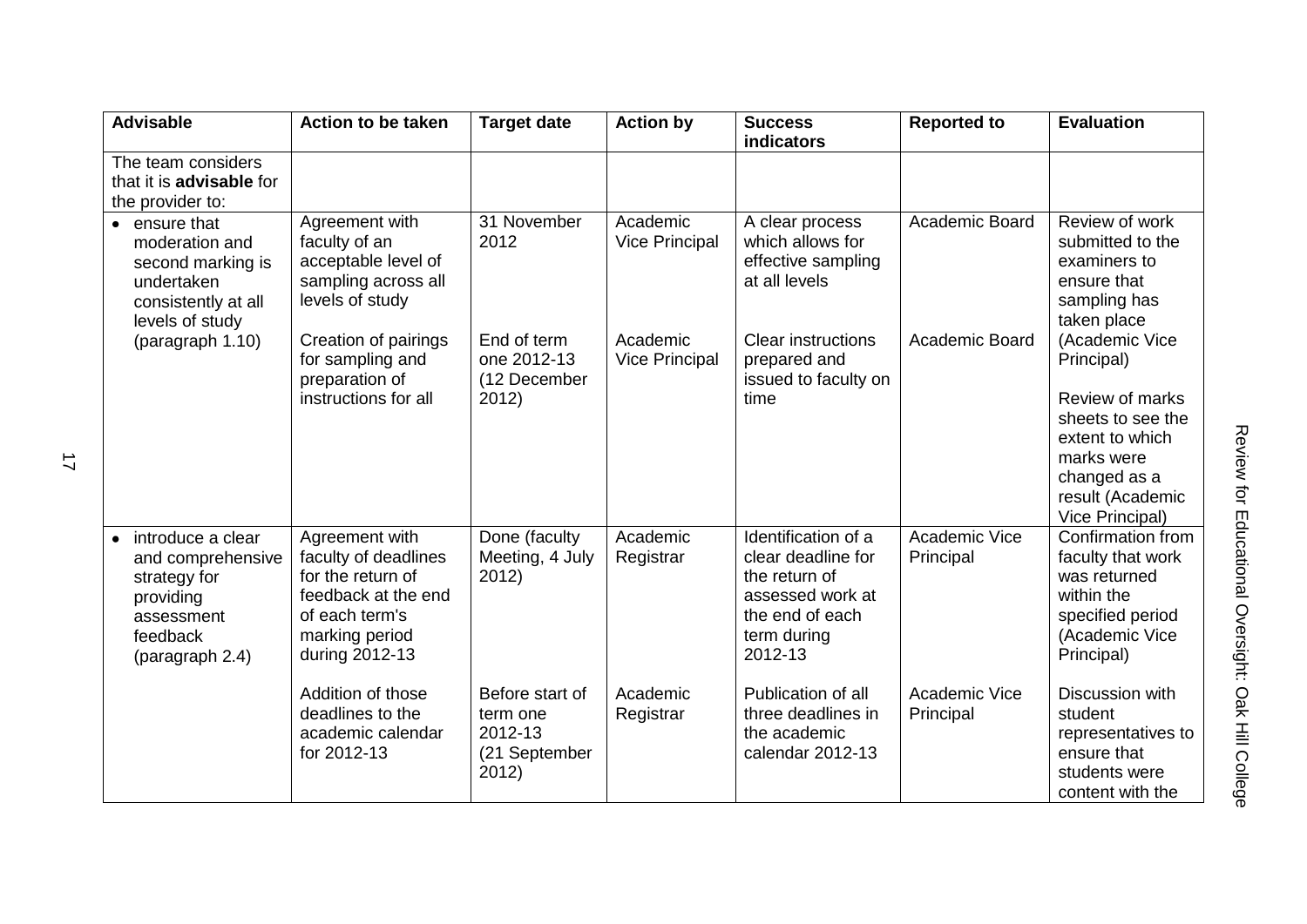| Advisable | Action to be taken | Target date | Action by | Success indicators | Reported to | Evaluation |
|---|---|---|---|---|---|---|
| The team considers that it is **advisable** for the provider to: | | | | | | |
| • ensure that moderation and second marking is undertaken consistently at all levels of study (paragraph 1.10) | Agreement with faculty of an acceptable level of sampling across all levels of study | 31 November 2012 | Academic Vice Principal | A clear process which allows for effective sampling at all levels | Academic Board | Review of work submitted to the examiners to ensure that sampling has taken place (Academic Vice Principal) |
| | Creation of pairings for sampling and preparation of instructions for all | End of term one 2012-13 (12 December 2012) | Academic Vice Principal | Clear instructions prepared and issued to faculty on time | Academic Board | Review of marks sheets to see the extent to which marks were changed as a result (Academic Vice Principal) |
| • introduce a clear and comprehensive strategy for providing assessment feedback (paragraph 2.4) | Agreement with faculty of deadlines for the return of feedback at the end of each term's marking period during 2012-13 | Done (faculty Meeting, 4 July 2012) | Academic Registrar | Identification of a clear deadline for the return of assessed work at the end of each term during 2012-13 | Academic Vice Principal | Confirmation from faculty that work was returned within the specified period (Academic Vice Principal) |
| | Addition of those deadlines to the academic calendar for 2012-13 | Before start of term one 2012-13 (21 September 2012) | Academic Registrar | Publication of all three deadlines in the academic calendar 2012-13 | Academic Vice Principal | Discussion with student representatives to ensure that students were content with the |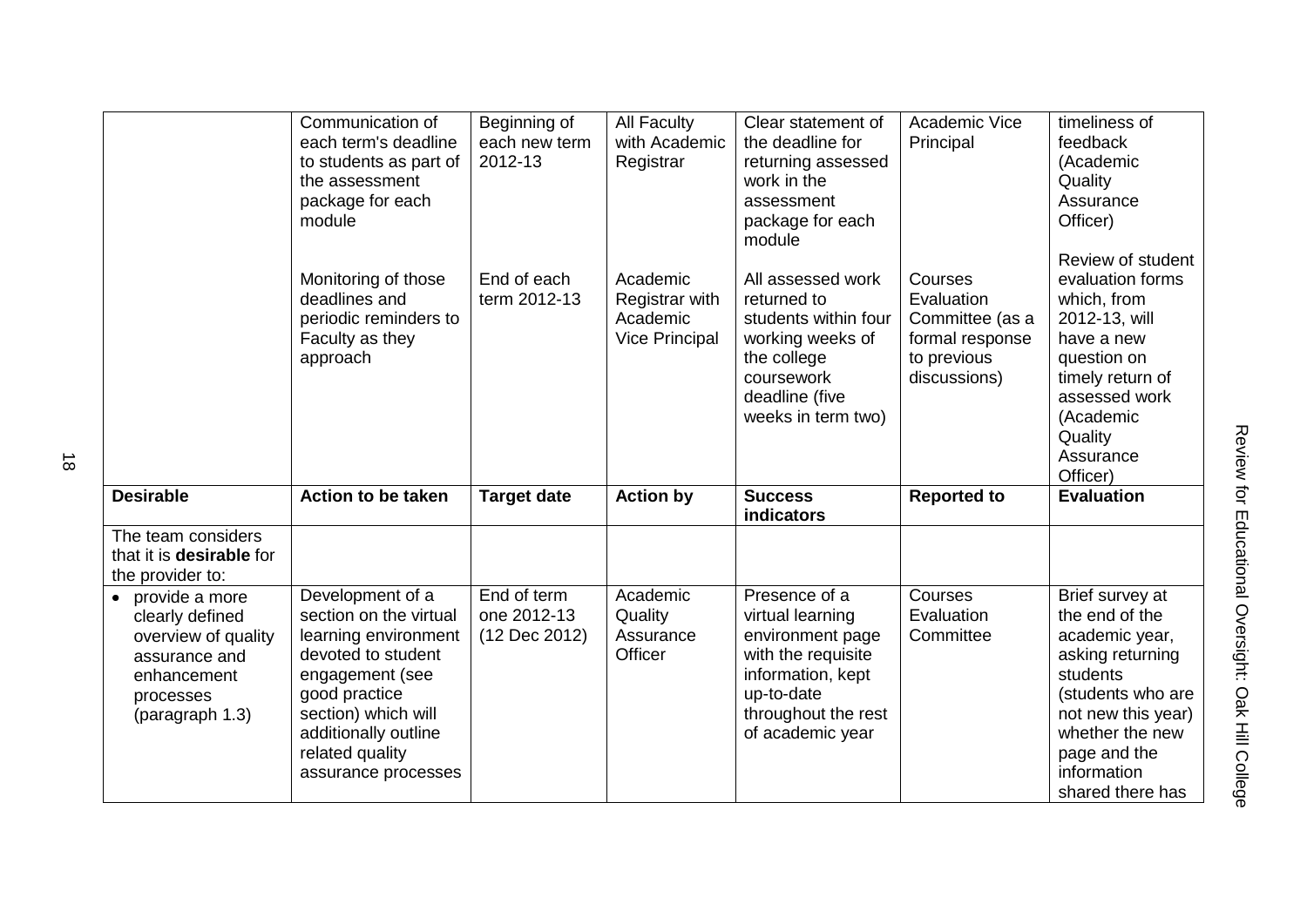| | | | | | | |
|---|---|---|---|---|---|---|
| | Communication of each term's deadline to students as part of the assessment package for each module | Beginning of each new term 2012-13 | All Faculty with Academic Registrar | Clear statement of the deadline for returning assessed work in the assessment package for each module | Academic Vice Principal | timeliness of feedback (Academic Quality Assurance Officer) |
| | Monitoring of those deadlines and periodic reminders to Faculty as they approach | End of each term 2012-13 | Academic Registrar with Academic Vice Principal | All assessed work returned to students within four working weeks of the college coursework deadline (five weeks in term two) | Courses Evaluation Committee (as a formal response to previous discussions) | Review of student evaluation forms which, from 2012-13, will have a new question on timely return of assessed work (Academic Quality Assurance Officer) |
| **Desirable** | **Action to be taken** | **Target date** | **Action by** | **Success indicators** | **Reported to** | **Evaluation** |
| The team considers that it is **desirable** for the provider to: | | | | | | |
| • provide a more clearly defined overview of quality assurance and enhancement processes (paragraph 1.3) | Development of a section on the virtual learning environment devoted to student engagement (see good practice section) which will additionally outline related quality assurance processes | End of term one 2012-13 (12 Dec 2012) | Academic Quality Assurance Officer | Presence of a virtual learning environment page with the requisite information, kept up-to-date throughout the rest of academic year | Courses Evaluation Committee | Brief survey at the end of the academic year, asking returning students (students who are not new this year) whether the new page and the information shared there has |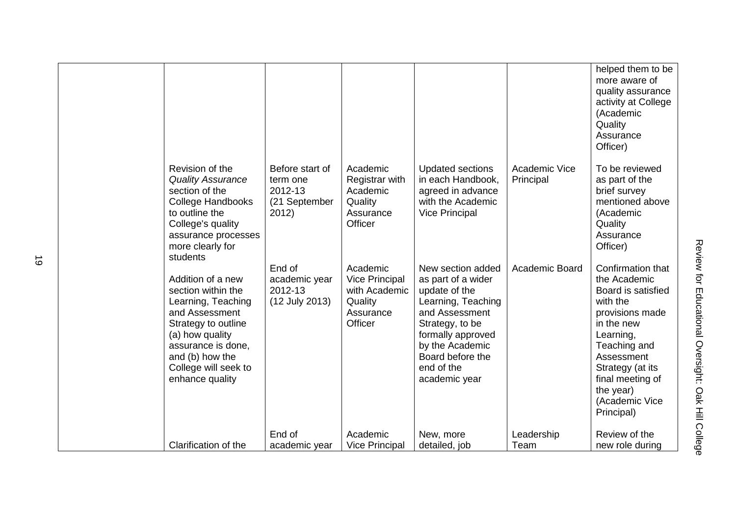| | | | | | | |
|---|---|---|---|---|---|---|
| | | | | | | helped them to be more aware of quality assurance activity at College (Academic Quality Assurance Officer) |
| | Revision of the *Quality Assurance* section of the College Handbooks to outline the College's quality assurance processes more clearly for students | Before start of term one 2012-13 (21 September 2012) | Academic Registrar with Academic Quality Assurance Officer | Updated sections in each Handbook, agreed in advance with the Academic Vice Principal | Academic Vice Principal | To be reviewed as part of the brief survey mentioned above (Academic Quality Assurance Officer) |
| | Addition of a new section within the Learning, Teaching and Assessment Strategy to outline (a) how quality assurance is done, and (b) how the College will seek to enhance quality | End of academic year 2012-13 (12 July 2013) | Academic Vice Principal with Academic Quality Assurance Officer | New section added as part of a wider update of the Learning, Teaching and Assessment Strategy, to be formally approved by the Academic Board before the end of the academic year | Academic Board | Confirmation that the Academic Board is satisfied with the provisions made in the new Learning, Teaching and Assessment Strategy (at its final meeting of the year) (Academic Vice Principal) |
| | Clarification of the | End of academic year | Academic Vice Principal | New, more detailed, job | Leadership Team | Review of the new role during |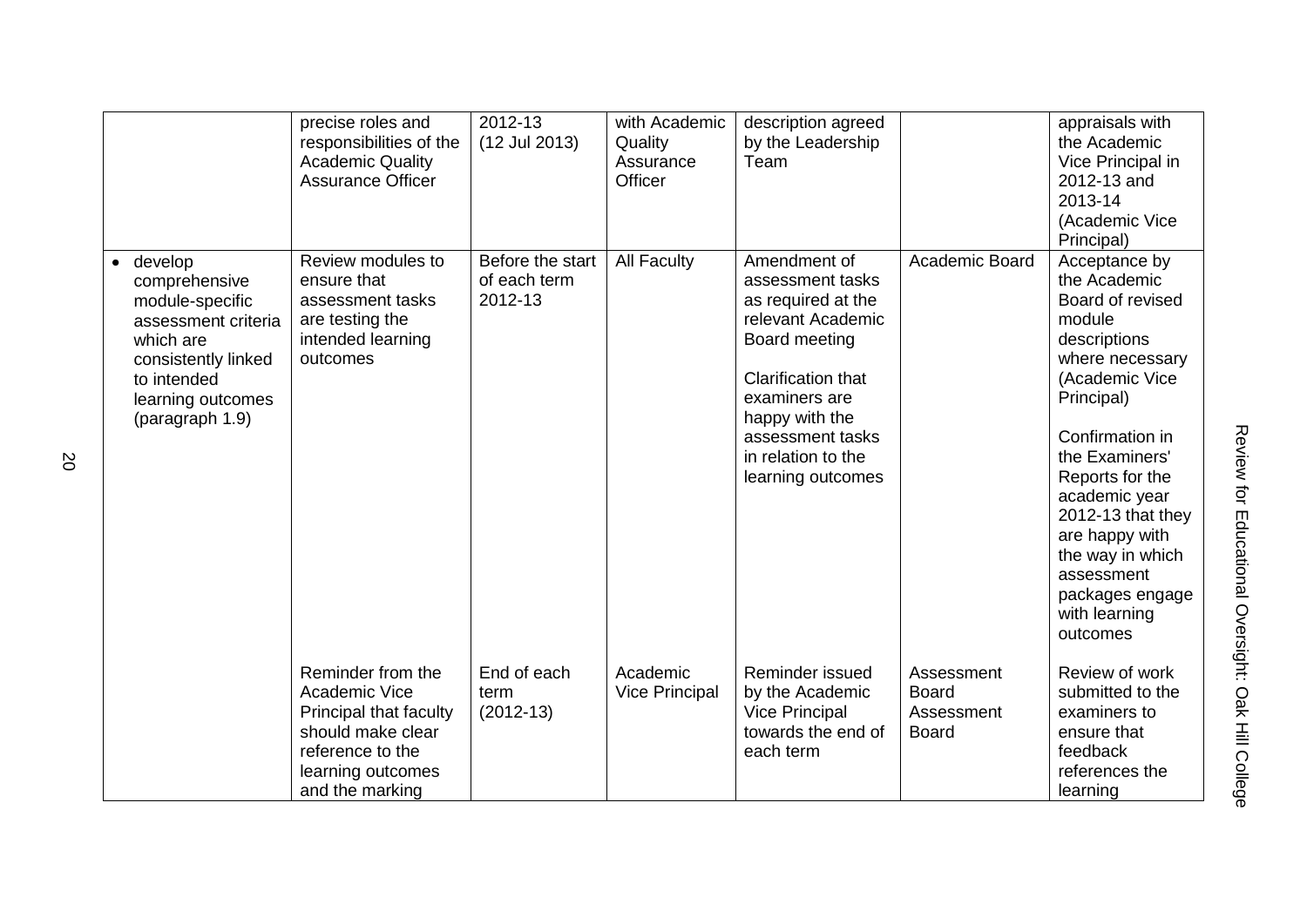| | | | | | | |
|---|---|---|---|---|---|---|
| | precise roles and responsibilities of the Academic Quality Assurance Officer | 2012-13 (12 Jul 2013) | with Academic Quality Assurance Officer | description agreed by the Leadership Team | | appraisals with the Academic Vice Principal in 2012-13 and 2013-14 (Academic Vice Principal) |
| • develop comprehensive module-specific assessment criteria which are consistently linked to intended learning outcomes (paragraph 1.9) | Review modules to ensure that assessment tasks are testing the intended learning outcomes | Before the start of each term 2012-13 | All Faculty | Amendment of assessment tasks as required at the relevant Academic Board meeting<br><br>Clarification that examiners are happy with the assessment tasks in relation to the learning outcomes | Academic Board | Acceptance by the Academic Board of revised module descriptions where necessary (Academic Vice Principal)<br><br>Confirmation in the Examiners' Reports for the academic year 2012-13 that they are happy with the way in which assessment packages engage with learning outcomes |
| | Reminder from the Academic Vice Principal that faculty should make clear reference to the learning outcomes and the marking | End of each term (2012-13) | Academic Vice Principal | Reminder issued by the Academic Vice Principal towards the end of each term | Assessment Board<br>Assessment Board | Review of work submitted to the examiners to ensure that feedback references the learning |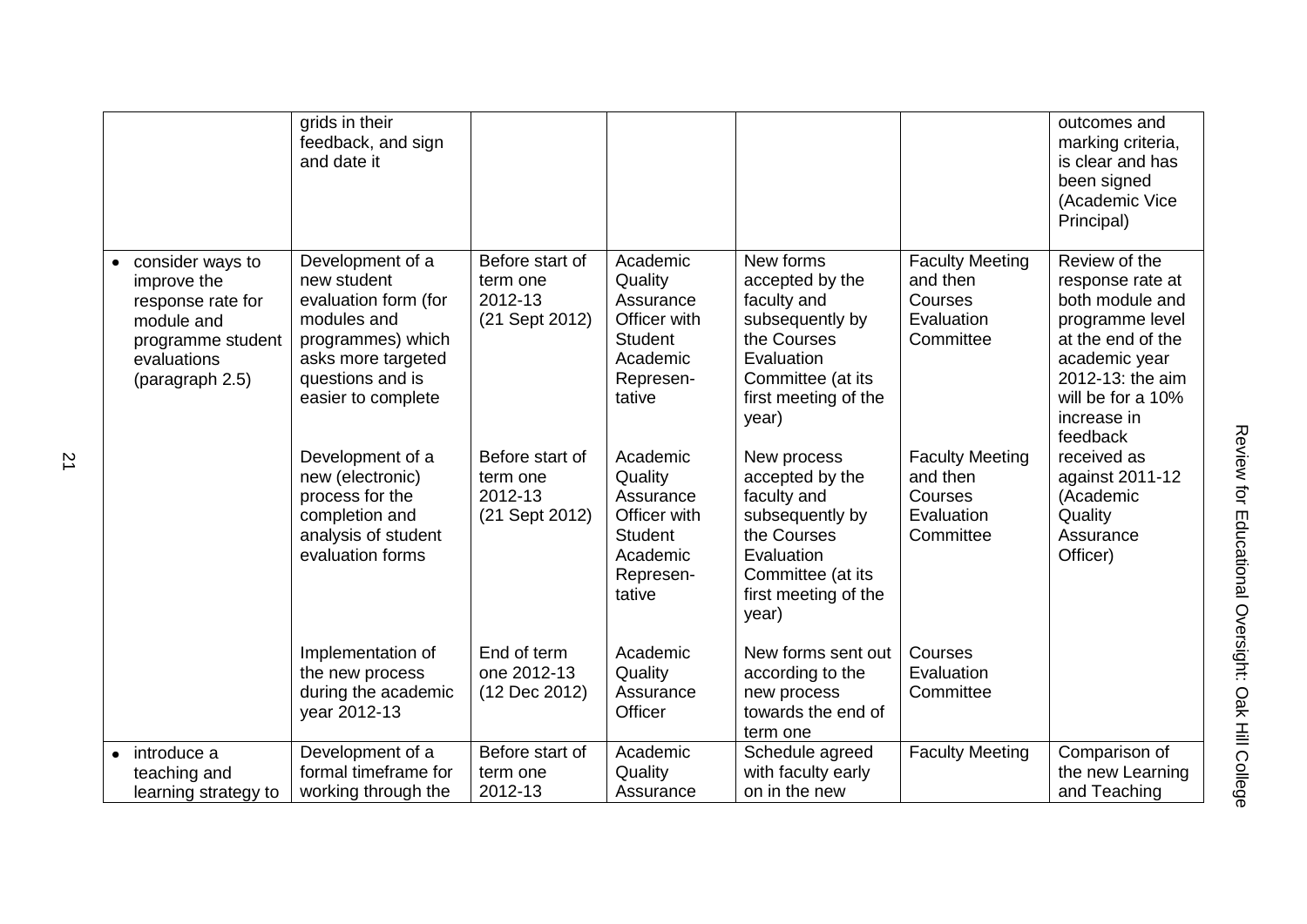| | | | | | | |
|---|---|---|---|---|---|---|
| | grids in their feedback, and sign and date it | | | | | outcomes and marking criteria, is clear and has been signed (Academic Vice Principal) |
| • consider ways to improve the response rate for module and programme student evaluations (paragraph 2.5) | Development of a new student evaluation form (for modules and programmes) which asks more targeted questions and is easier to complete | Before start of term one 2012-13 (21 Sept 2012) | Academic Quality Assurance Officer with Student Academic Represen-tative | New forms accepted by the faculty and subsequently by the Courses Evaluation Committee (at its first meeting of the year) | Faculty Meeting and then Courses Evaluation Committee | Review of the response rate at both module and programme level at the end of the academic year 2012-13: the aim will be for a 10% increase in feedback received as against 2011-12 (Academic Quality Assurance Officer) |
| | Development of a new (electronic) process for the completion and analysis of student evaluation forms | Before start of term one 2012-13 (21 Sept 2012) | Academic Quality Assurance Officer with Student Academic Represen-tative | New process accepted by the faculty and subsequently by the Courses Evaluation Committee (at its first meeting of the year) | Faculty Meeting and then Courses Evaluation Committee | |
| | Implementation of the new process during the academic year 2012-13 | End of term one 2012-13 (12 Dec 2012) | Academic Quality Assurance Officer | New forms sent out according to the new process towards the end of term one | Courses Evaluation Committee | |
| • introduce a teaching and learning strategy to | Development of a formal timeframe for working through the | Before start of term one 2012-13 | Academic Quality Assurance | Schedule agreed with faculty early on in the new | Faculty Meeting | Comparison of the new Learning and Teaching |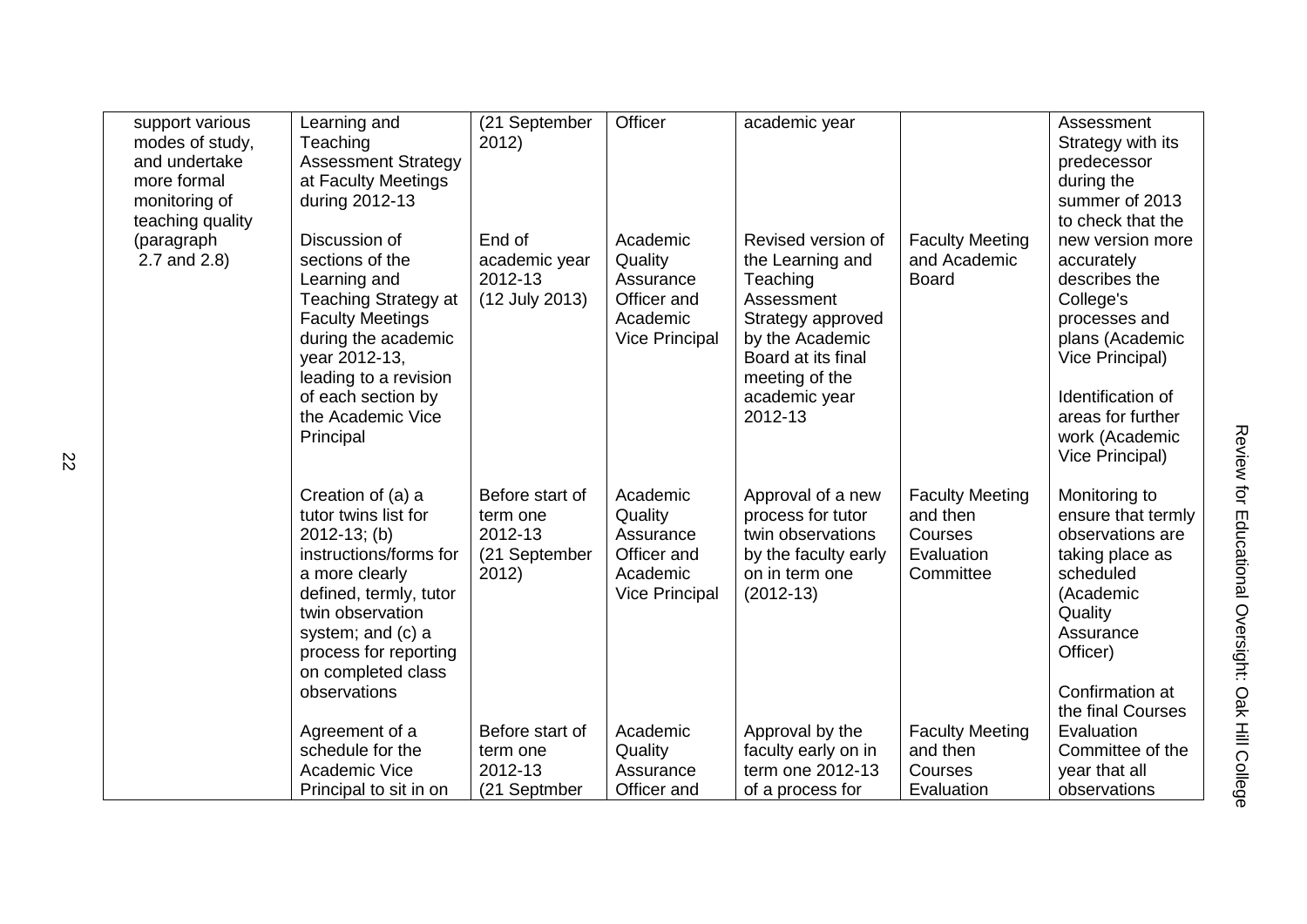| | | | | | | |
|---|---|---|---|---|---|---|
| support various modes of study, and undertake more formal monitoring of teaching quality (paragraph 2.7 and 2.8) | Learning and Teaching Assessment Strategy at Faculty Meetings during 2012-13 | (21 September 2012) | Officer | academic year | | Assessment Strategy with its predecessor during the summer of 2013 to check that the new version more accurately describes the College's processes and plans (Academic Vice Principal) |
| | Discussion of sections of the Learning and Teaching Strategy at Faculty Meetings during the academic year 2012-13, leading to a revision of each section by the Academic Vice Principal | End of academic year 2012-13 (12 July 2013) | Academic Quality Assurance Officer and Academic Vice Principal | Revised version of the Learning and Teaching Assessment Strategy approved by the Academic Board at its final meeting of the academic year 2012-13 | Faculty Meeting and Academic Board | Identification of areas for further work (Academic Vice Principal) |
| | Creation of (a) a tutor twins list for 2012-13; (b) instructions/forms for a more clearly defined, termly, tutor twin observation system; and (c) a process for reporting on completed class observations | Before start of term one 2012-13 (21 September 2012) | Academic Quality Assurance Officer and Academic Vice Principal | Approval of a new process for tutor twin observations by the faculty early on in term one (2012-13) | Faculty Meeting and then Courses Evaluation Committee | Monitoring to ensure that termly observations are taking place as scheduled (Academic Quality Assurance Officer) |
| | Agreement of a schedule for the Academic Vice Principal to sit in on | Before start of term one 2012-13 (21 Septmber | Academic Quality Assurance Officer and | Approval by the faculty early on in term one 2012-13 of a process for | Faculty Meeting and then Courses Evaluation | Confirmation at the final Courses Evaluation Committee of the year that all observations |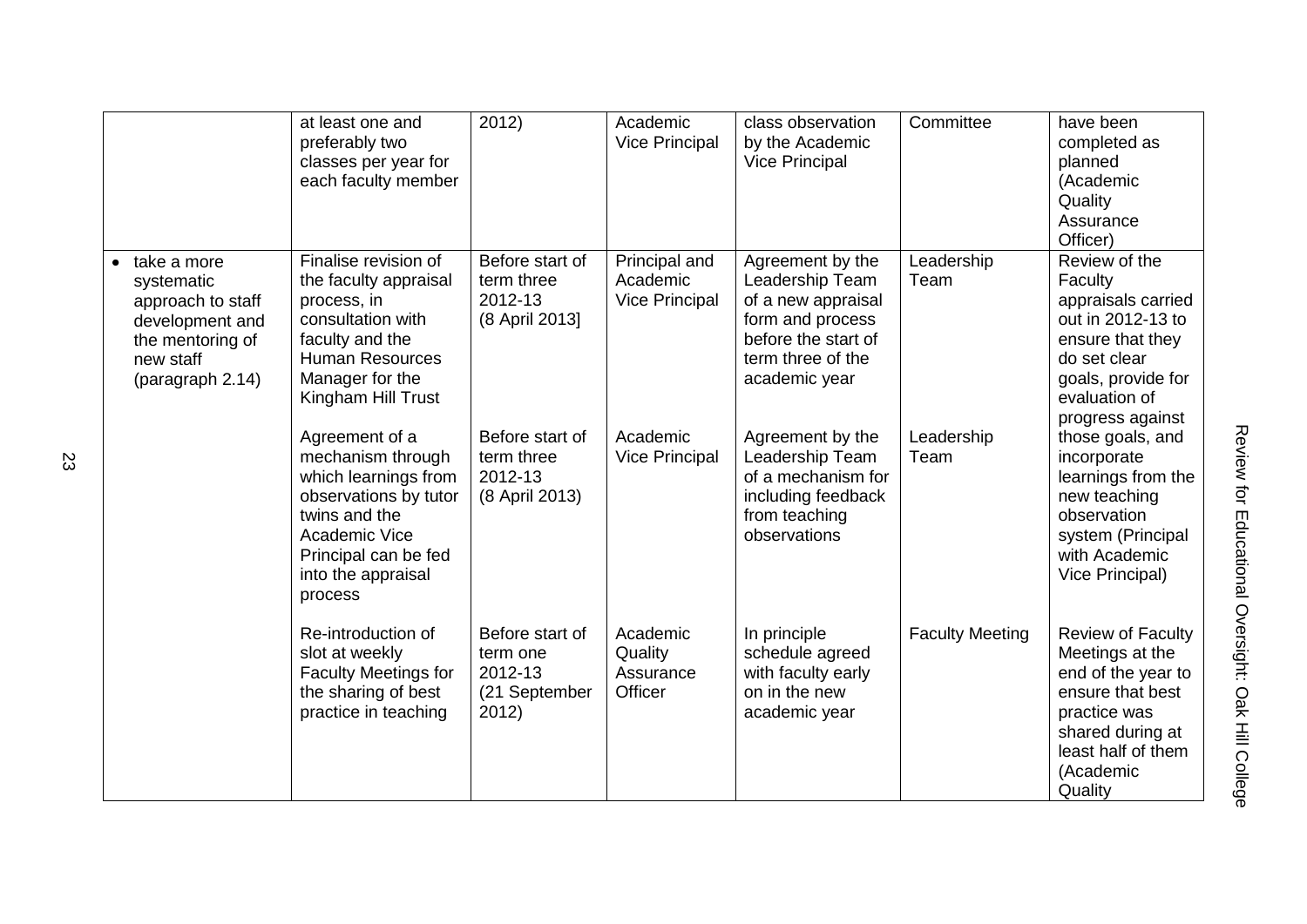| | at least one and preferably two classes per year for each faculty member | 2012) | Academic Vice Principal | class observation by the Academic Vice Principal | Committee | have been completed as planned (Academic Quality Assurance Officer) |
|---|---|---|---|---|---|---|
| • take a more systematic approach to staff development and the mentoring of new staff (paragraph 2.14) | Finalise revision of the faculty appraisal process, in consultation with faculty and the Human Resources Manager for the Kingham Hill Trust | Before start of term three 2012-13 (8 April 2013] | Principal and Academic Vice Principal | Agreement by the Leadership Team of a new appraisal form and process before the start of term three of the academic year | Leadership Team | Review of the Faculty appraisals carried out in 2012-13 to ensure that they do set clear goals, provide for evaluation of progress against those goals, and incorporate learnings from the new teaching observation system (Principal with Academic Vice Principal) |
| | Agreement of a mechanism through which learnings from observations by tutor twins and the Academic Vice Principal can be fed into the appraisal process | Before start of term three 2012-13 (8 April 2013) | Academic Vice Principal | Agreement by the Leadership Team of a mechanism for including feedback from teaching observations | Leadership Team | |
| | Re-introduction of slot at weekly Faculty Meetings for the sharing of best practice in teaching | Before start of term one 2012-13 (21 September 2012) | Academic Quality Assurance Officer | In principle schedule agreed with faculty early on in the new academic year | Faculty Meeting | Review of Faculty Meetings at the end of the year to ensure that best practice was shared during at least half of them (Academic Quality |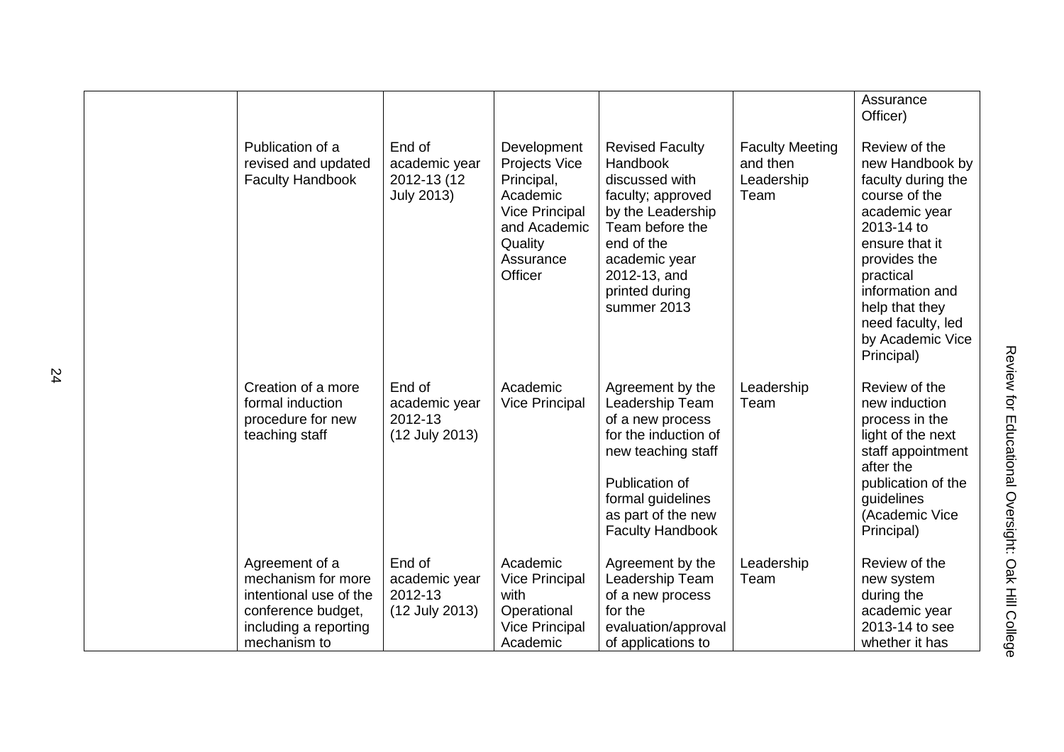| | | | | | | |
|---|---|---|---|---|---|---|
| | | | | | | Assurance Officer) |
| | Publication of a revised and updated Faculty Handbook | End of academic year 2012-13 (12 July 2013) | Development Projects Vice Principal, Academic Vice Principal and Academic Quality Assurance Officer | Revised Faculty Handbook discussed with faculty; approved by the Leadership Team before the end of the academic year 2012-13, and printed during summer 2013 | Faculty Meeting and then Leadership Team | Review of the new Handbook by faculty during the course of the academic year 2013-14 to ensure that it provides the practical information and help that they need faculty, led by Academic Vice Principal) |
| | Creation of a more formal induction procedure for new teaching staff | End of academic year 2012-13 (12 July 2013) | Academic Vice Principal | Agreement by the Leadership Team of a new process for the induction of new teaching staff<br><br>Publication of formal guidelines as part of the new Faculty Handbook | Leadership Team | Review of the new induction process in the light of the next staff appointment after the publication of the guidelines (Academic Vice Principal) |
| | Agreement of a mechanism for more intentional use of the conference budget, including a reporting mechanism to | End of academic year 2012-13 (12 July 2013) | Academic Vice Principal with Operational Vice Principal Academic | Agreement by the Leadership Team of a new process for the evaluation/approval of applications to | Leadership Team | Review of the new system during the academic year 2013-14 to see whether it has |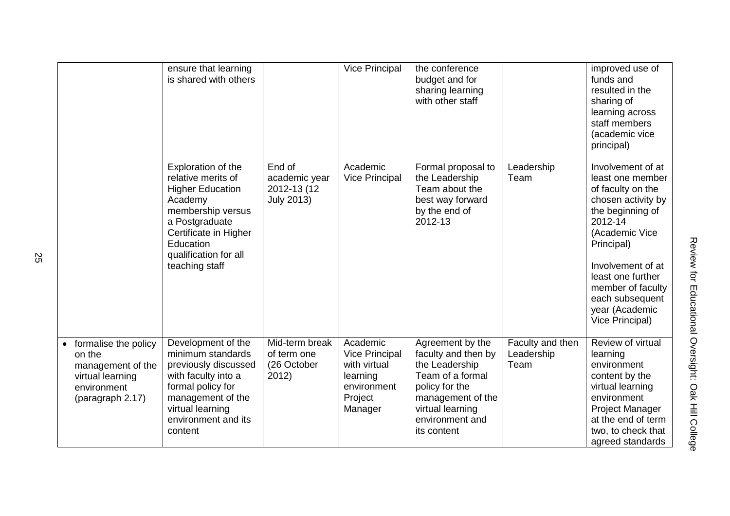| | ensure that learning is shared with others | | Vice Principal | the conference budget and for sharing learning with other staff | | improved use of funds and resulted in the sharing of learning across staff members (academic vice principal) |
|---|---|---|---|---|---|---|
| | Exploration of the relative merits of Higher Education Academy membership versus a Postgraduate Certificate in Higher Education qualification for all teaching staff | End of academic year 2012-13 (12 July 2013) | Academic Vice Principal | Formal proposal to the Leadership Team about the best way forward by the end of 2012-13 | Leadership Team | Involvement of at least one member of faculty on the chosen activity by the beginning of 2012-14 (Academic Vice Principal)<br><br>Involvement of at least one further member of faculty each subsequent year (Academic Vice Principal) |
| • formalise the policy on the management of the virtual learning environment (paragraph 2.17) | Development of the minimum standards previously discussed with faculty into a formal policy for management of the virtual learning environment and its content | Mid-term break of term one (26 October 2012) | Academic Vice Principal with virtual learning environment Project Manager | Agreement by the faculty and then by the Leadership Team of a formal policy for the management of the virtual learning environment and its content | Faculty and then Leadership Team | Review of virtual learning environment content by the virtual learning environment Project Manager at the end of term two, to check that agreed standards |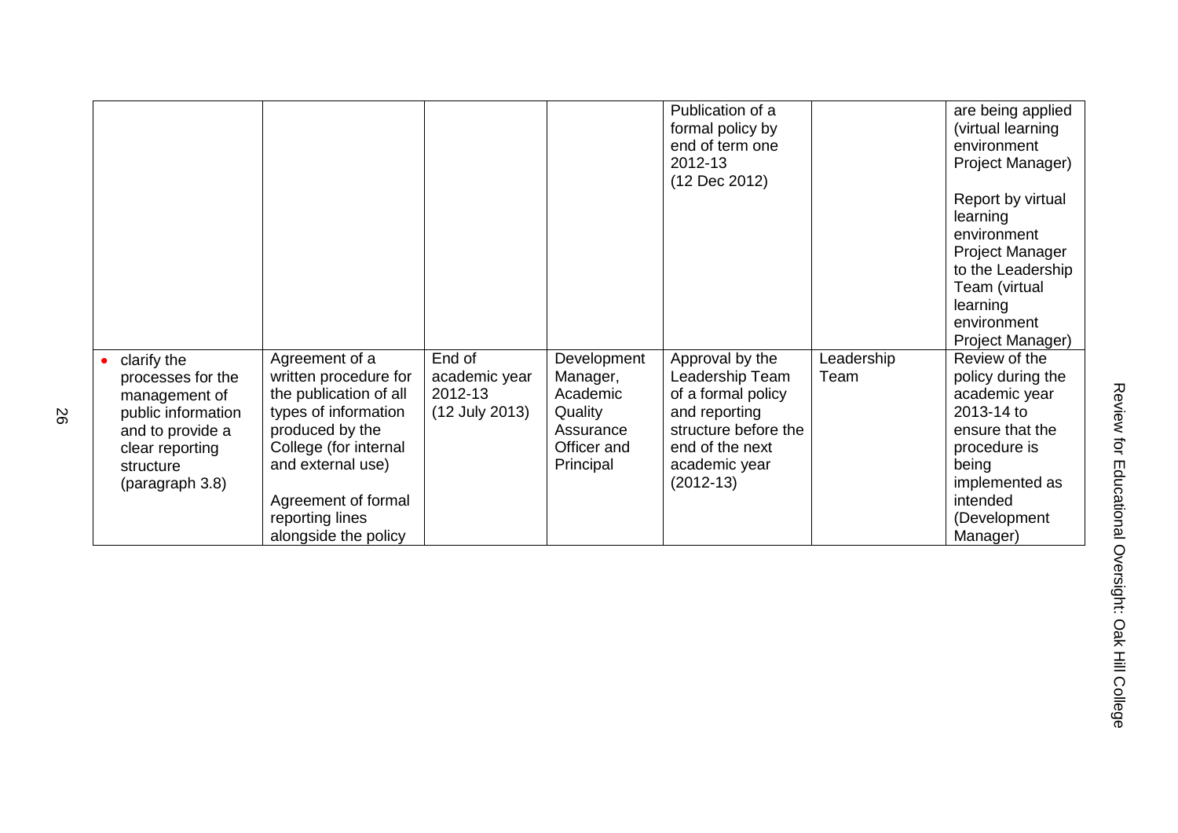| | | | | | | |
|---|---|---|---|---|---|---|
| | | | | Publication of a formal policy by end of term one 2012-13 (12 Dec 2012) | | are being applied (virtual learning environment Project Manager)<br><br>Report by virtual learning environment Project Manager to the Leadership Team (virtual learning environment Project Manager) |
| • clarify the processes for the management of public information and to provide a clear reporting structure (paragraph 3.8) | Agreement of a written procedure for the publication of all types of information produced by the College (for internal and external use)<br><br>Agreement of formal reporting lines alongside the policy | End of academic year 2012-13 (12 July 2013) | Development Manager, Academic Quality Assurance Officer and Principal | Approval by the Leadership Team of a formal policy and reporting structure before the end of the next academic year (2012-13) | Leadership Team | Review of the policy during the academic year 2013-14 to ensure that the procedure is being implemented as intended (Development Manager) |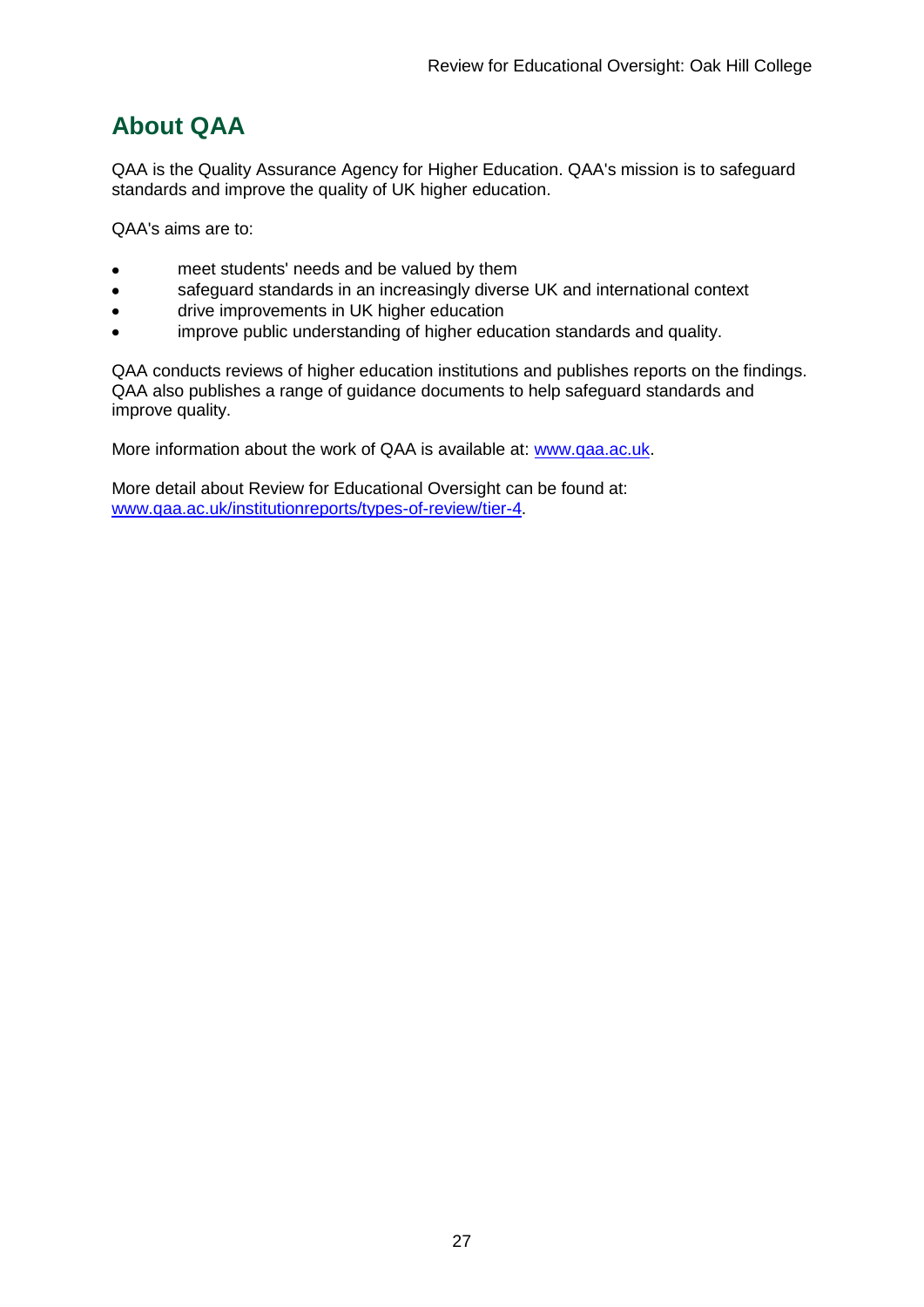## About QAA

QAA is the Quality Assurance Agency for Higher Education. QAA's mission is to safeguard standards and improve the quality of UK higher education.

QAA's aims are to:

- meet students' needs and be valued by them
- safeguard standards in an increasingly diverse UK and international context
- drive improvements in UK higher education
- improve public understanding of higher education standards and quality.

QAA conducts reviews of higher education institutions and publishes reports on the findings. QAA also publishes a range of guidance documents to help safeguard standards and improve quality.

More information about the work of QAA is available at: [www.qaa.ac.uk](http://www.qaa.ac.uk).

More detail about Review for Educational Oversight can be found at: [www.qaa.ac.uk/institutionreports/types-of-review/tier-4](http://www.qaa.ac.uk/institutionreports/types-of-review/tier-4).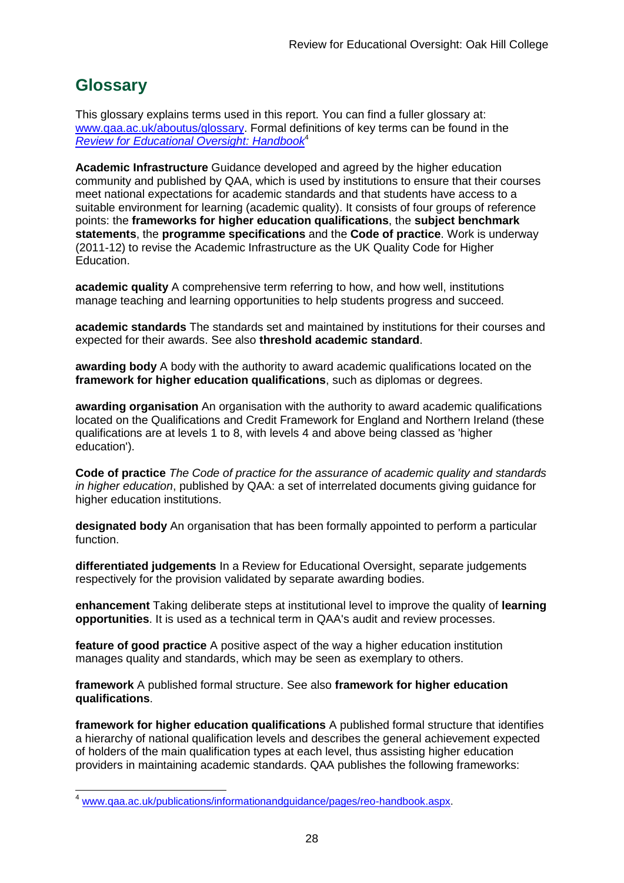## Glossary

This glossary explains terms used in this report. You can find a fuller glossary at: [www.qaa.ac.uk/aboutus/glossary](www.qaa.ac.uk/aboutus/glossary). Formal definitions of key terms can be found in the *Review for Educational Oversight: Handbook*[4]

**Academic Infrastructure** Guidance developed and agreed by the higher education community and published by QAA, which is used by institutions to ensure that their courses meet national expectations for academic standards and that students have access to a suitable environment for learning (academic quality). It consists of four groups of reference points: the **frameworks for higher education qualifications**, the **subject benchmark statements**, the **programme specifications** and the **Code of practice**. Work is underway (2011-12) to revise the Academic Infrastructure as the UK Quality Code for Higher Education.

**academic quality** A comprehensive term referring to how, and how well, institutions manage teaching and learning opportunities to help students progress and succeed.

**academic standards** The standards set and maintained by institutions for their courses and expected for their awards. See also **threshold academic standard**.

**awarding body** A body with the authority to award academic qualifications located on the **framework for higher education qualifications**, such as diplomas or degrees.

**awarding organisation** An organisation with the authority to award academic qualifications located on the Qualifications and Credit Framework for England and Northern Ireland (these qualifications are at levels 1 to 8, with levels 4 and above being classed as 'higher education').

**Code of practice** *The Code of practice for the assurance of academic quality and standards in higher education*, published by QAA: a set of interrelated documents giving guidance for higher education institutions.

**designated body** An organisation that has been formally appointed to perform a particular function.

**differentiated judgements** In a Review for Educational Oversight, separate judgements respectively for the provision validated by separate awarding bodies.

**enhancement** Taking deliberate steps at institutional level to improve the quality of **learning opportunities**. It is used as a technical term in QAA's audit and review processes.

**feature of good practice** A positive aspect of the way a higher education institution manages quality and standards, which may be seen as exemplary to others.

**framework** A published formal structure. See also **framework for higher education qualifications**.

**framework for higher education qualifications** A published formal structure that identifies a hierarchy of national qualification levels and describes the general achievement expected of holders of the main qualification types at each level, thus assisting higher education providers in maintaining academic standards. QAA publishes the following frameworks:

[4] [www.qaa.ac.uk/publications/informationandguidance/pages/reo-handbook.aspx](www.qaa.ac.uk/publications/informationandguidance/pages/reo-handbook.aspx).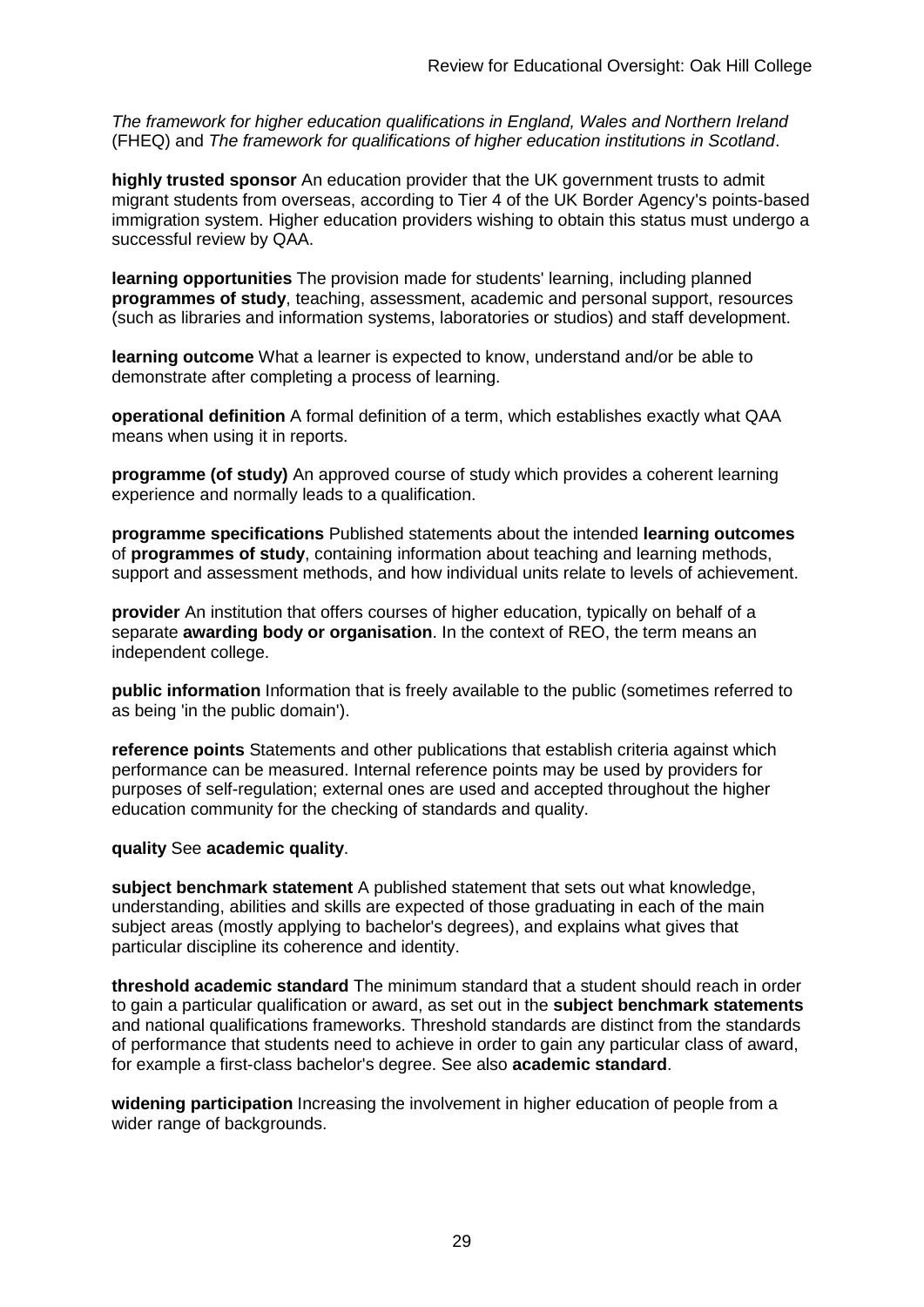*The framework for higher education qualifications in England, Wales and Northern Ireland* (FHEQ) and *The framework for qualifications of higher education institutions in Scotland*.

**highly trusted sponsor** An education provider that the UK government trusts to admit migrant students from overseas, according to Tier 4 of the UK Border Agency's points-based immigration system. Higher education providers wishing to obtain this status must undergo a successful review by QAA.

**learning opportunities** The provision made for students' learning, including planned **programmes of study**, teaching, assessment, academic and personal support, resources (such as libraries and information systems, laboratories or studios) and staff development.

**learning outcome** What a learner is expected to know, understand and/or be able to demonstrate after completing a process of learning.

**operational definition** A formal definition of a term, which establishes exactly what QAA means when using it in reports.

**programme (of study)** An approved course of study which provides a coherent learning experience and normally leads to a qualification.

**programme specifications** Published statements about the intended **learning outcomes** of **programmes of study**, containing information about teaching and learning methods, support and assessment methods, and how individual units relate to levels of achievement.

**provider** An institution that offers courses of higher education, typically on behalf of a separate **awarding body or organisation**. In the context of REO, the term means an independent college.

**public information** Information that is freely available to the public (sometimes referred to as being 'in the public domain').

**reference points** Statements and other publications that establish criteria against which performance can be measured. Internal reference points may be used by providers for purposes of self-regulation; external ones are used and accepted throughout the higher education community for the checking of standards and quality.

**quality** See **academic quality**.

**subject benchmark statement** A published statement that sets out what knowledge, understanding, abilities and skills are expected of those graduating in each of the main subject areas (mostly applying to bachelor's degrees), and explains what gives that particular discipline its coherence and identity.

**threshold academic standard** The minimum standard that a student should reach in order to gain a particular qualification or award, as set out in the **subject benchmark statements** and national qualifications frameworks. Threshold standards are distinct from the standards of performance that students need to achieve in order to gain any particular class of award, for example a first-class bachelor's degree. See also **academic standard**.

**widening participation** Increasing the involvement in higher education of people from a wider range of backgrounds.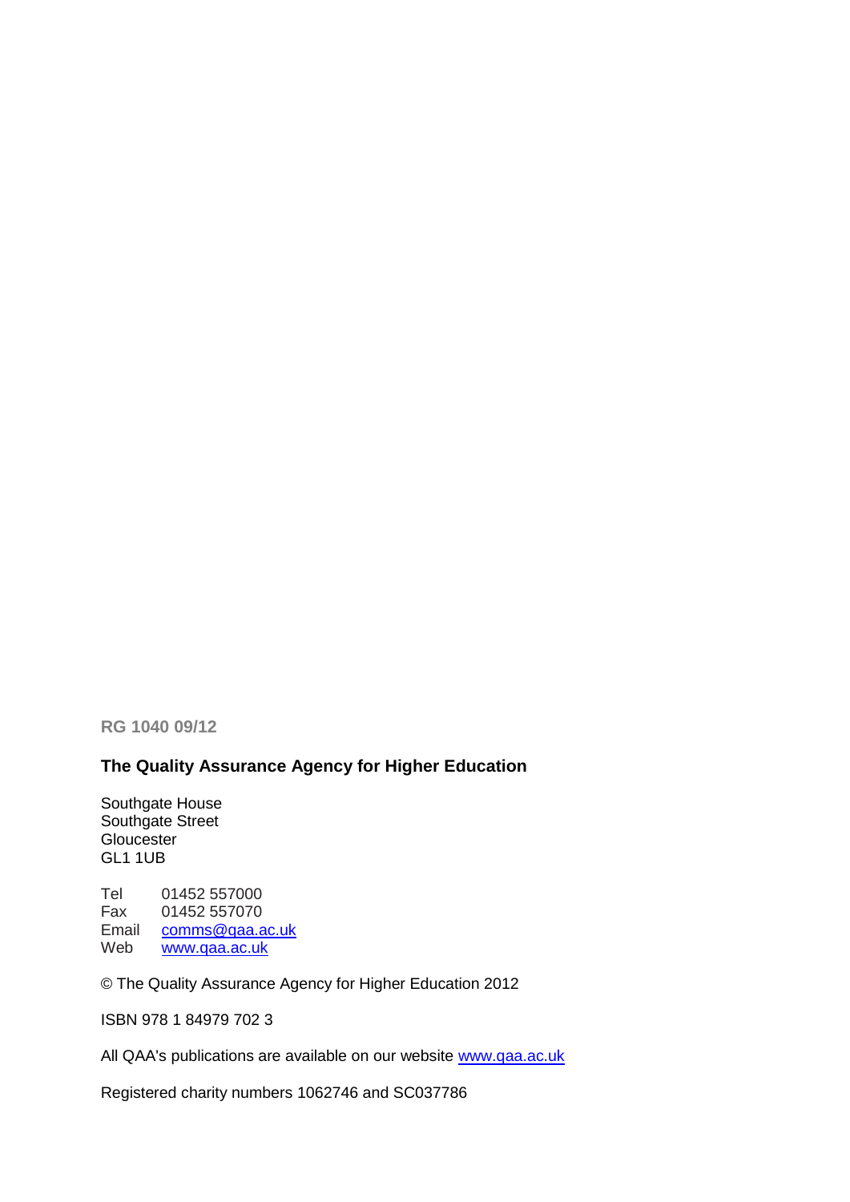**RG 1040 09/12**

**The Quality Assurance Agency for Higher Education**

Southgate House
Southgate Street
Gloucester
GL1 1UB

Tel 01452 557000
Fax 01452 557070
Email comms@qaa.ac.uk
Web www.qaa.ac.uk

© The Quality Assurance Agency for Higher Education 2012

ISBN 978 1 84979 702 3

All QAA's publications are available on our website www.qaa.ac.uk

Registered charity numbers 1062746 and SC037786